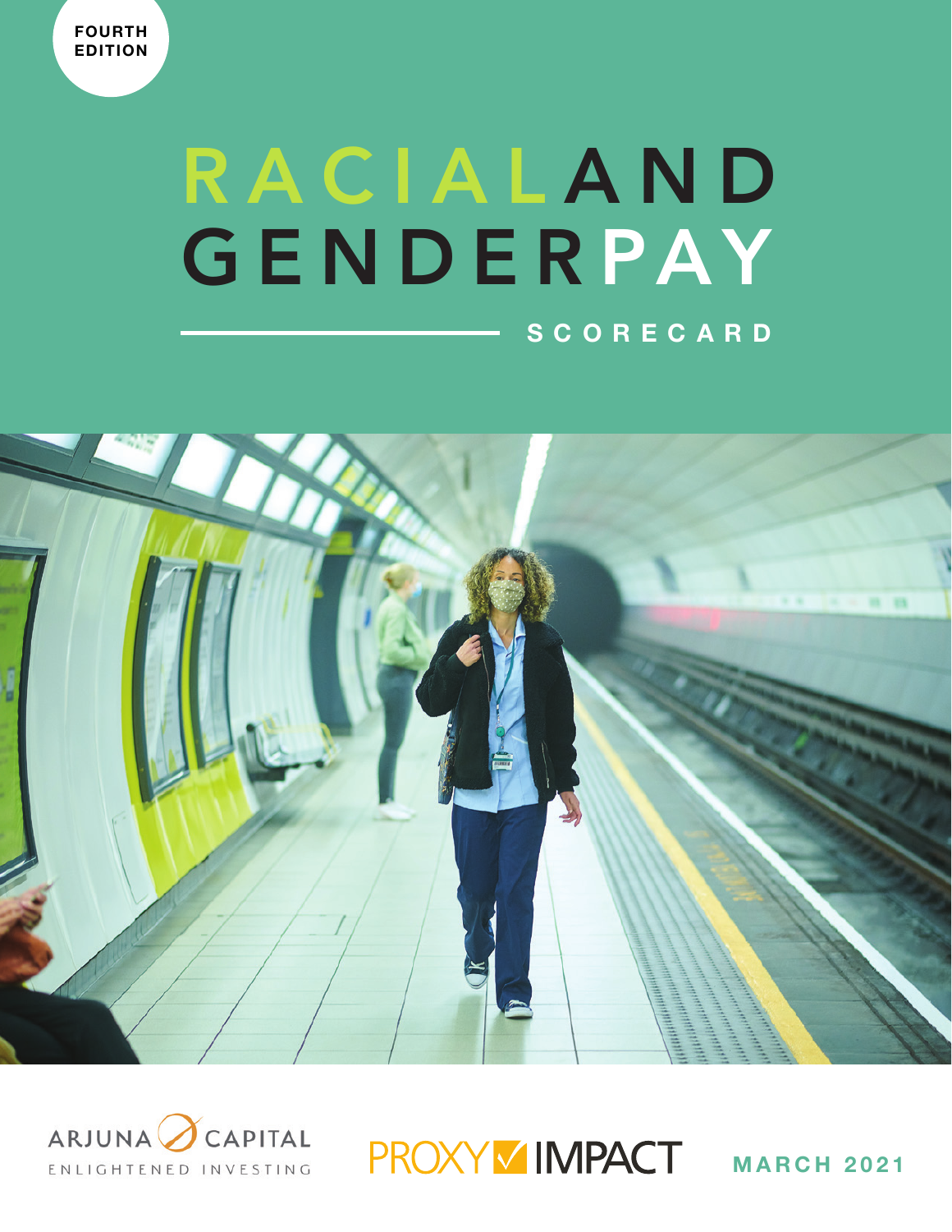FOURTH EDITION

# RACIAL AND GENDER PAY

## SCORECARD

ARJUNA CAPITAL
ENLIGHTENED INVESTING

PROXY IMPACT

MARCH 2021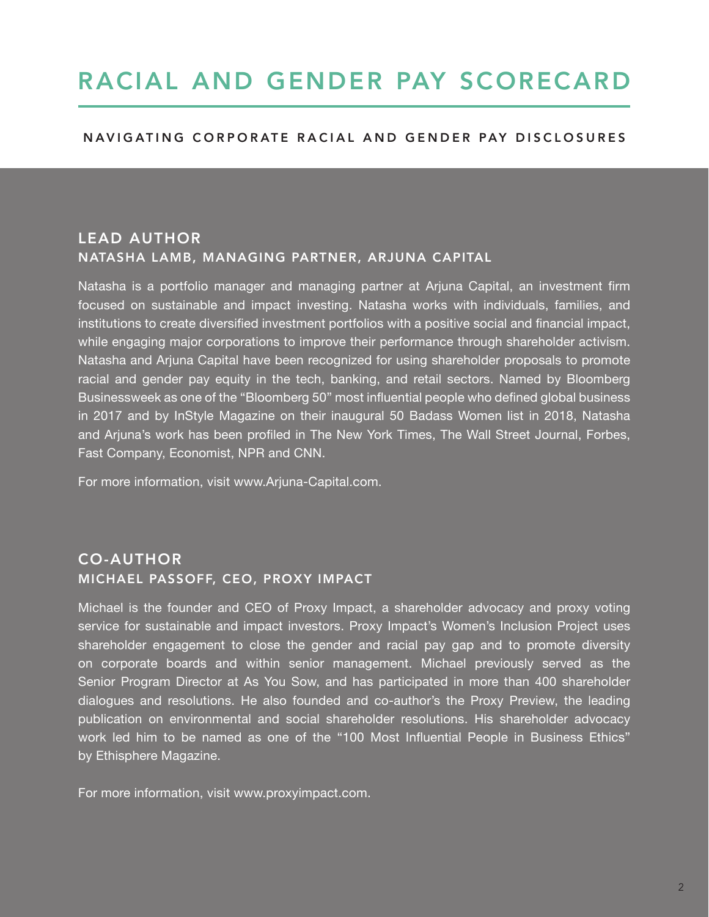# RACIAL AND GENDER PAY SCORECARD

## NAVIGATING CORPORATE RACIAL AND GENDER PAY DISCLOSURES

### LEAD AUTHOR

**NATASHA LAMB, MANAGING PARTNER, ARJUNA CAPITAL**

Natasha is a portfolio manager and managing partner at Arjuna Capital, an investment firm focused on sustainable and impact investing. Natasha works with individuals, families, and institutions to create diversified investment portfolios with a positive social and financial impact, while engaging major corporations to improve their performance through shareholder activism. Natasha and Arjuna Capital have been recognized for using shareholder proposals to promote racial and gender pay equity in the tech, banking, and retail sectors. Named by Bloomberg Businessweek as one of the "Bloomberg 50" most influential people who defined global business in 2017 and by InStyle Magazine on their inaugural 50 Badass Women list in 2018, Natasha and Arjuna's work has been profiled in The New York Times, The Wall Street Journal, Forbes, Fast Company, Economist, NPR and CNN.

For more information, visit www.Arjuna-Capital.com.

### CO-AUTHOR

**MICHAEL PASSOFF, CEO, PROXY IMPACT**

Michael is the founder and CEO of Proxy Impact, a shareholder advocacy and proxy voting service for sustainable and impact investors. Proxy Impact's Women's Inclusion Project uses shareholder engagement to close the gender and racial pay gap and to promote diversity on corporate boards and within senior management. Michael previously served as the Senior Program Director at As You Sow, and has participated in more than 400 shareholder dialogues and resolutions. He also founded and co-author's the Proxy Preview, the leading publication on environmental and social shareholder resolutions. His shareholder advocacy work led him to be named as one of the "100 Most Influential People in Business Ethics" by Ethisphere Magazine.

For more information, visit www.proxyimpact.com.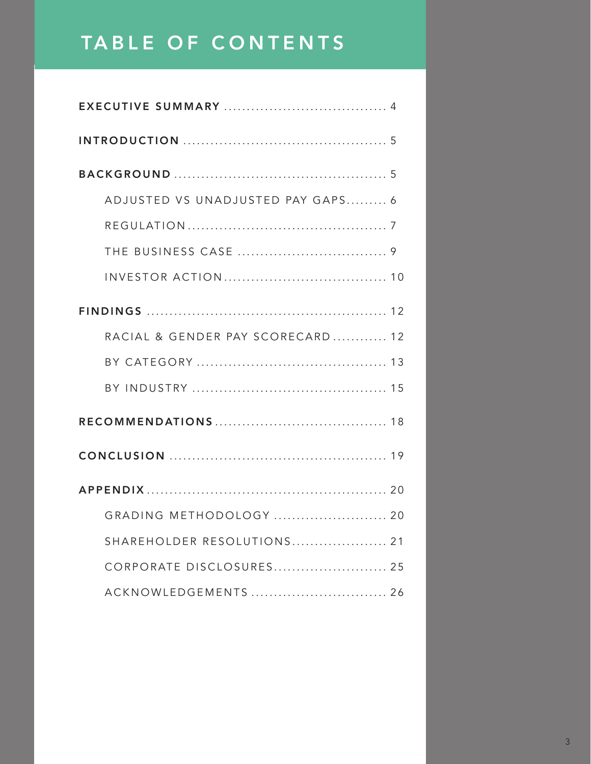# TABLE OF CONTENTS

**EXECUTIVE SUMMARY** .................................... 4

**INTRODUCTION** ............................................. 5

**BACKGROUND** ............................................... 5

- ADJUSTED VS UNADJUSTED PAY GAPS......... 6
- REGULATION........................................... 7
- THE BUSINESS CASE ................................ 9
- INVESTOR ACTION................................... 10

**FINDINGS** ..................................................... 12

- RACIAL & GENDER PAY SCORECARD ............ 12
- BY CATEGORY .......................................... 13
- BY INDUSTRY .......................................... 15

**RECOMMENDATIONS** ..................................... 18

**CONCLUSION** ............................................... 19

**APPENDIX** .................................................... 20

- GRADING METHODOLOGY ........................ 20
- SHAREHOLDER RESOLUTIONS.................... 21
- CORPORATE DISCLOSURES........................ 25
- ACKNOWLEDGEMENTS ............................. 26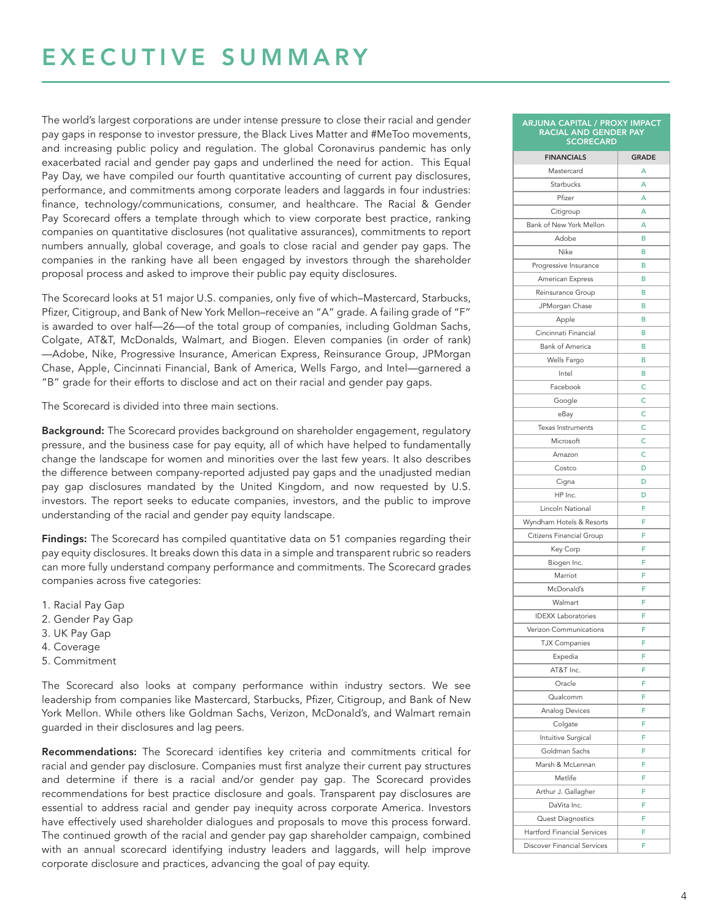# EXECUTIVE SUMMARY

The world's largest corporations are under intense pressure to close their racial and gender pay gaps in response to investor pressure, the Black Lives Matter and #MeToo movements, and increasing public policy and regulation. The global Coronavirus pandemic has only exacerbated racial and gender pay gaps and underlined the need for action. This Equal Pay Day, we have compiled our fourth quantitative accounting of current pay disclosures, performance, and commitments among corporate leaders and laggards in four industries: finance, technology/communications, consumer, and healthcare. The Racial & Gender Pay Scorecard offers a template through which to view corporate best practice, ranking companies on quantitative disclosures (not qualitative assurances), commitments to report numbers annually, global coverage, and goals to close racial and gender pay gaps. The companies in the ranking have all been engaged by investors through the shareholder proposal process and asked to improve their public pay equity disclosures.

The Scorecard looks at 51 major U.S. companies, only five of which–Mastercard, Starbucks, Pfizer, Citigroup, and Bank of New York Mellon–receive an "A" grade. A failing grade of "F" is awarded to over half—26—of the total group of companies, including Goldman Sachs, Colgate, AT&T, McDonalds, Walmart, and Biogen. Eleven companies (in order of rank)—Adobe, Nike, Progressive Insurance, American Express, Reinsurance Group, JPMorgan Chase, Apple, Cincinnati Financial, Bank of America, Wells Fargo, and Intel—garnered a "B" grade for their efforts to disclose and act on their racial and gender pay gaps.

The Scorecard is divided into three main sections.

**Background:** The Scorecard provides background on shareholder engagement, regulatory pressure, and the business case for pay equity, all of which have helped to fundamentally change the landscape for women and minorities over the last few years. It also describes the difference between company-reported adjusted pay gaps and the unadjusted median pay gap disclosures mandated by the United Kingdom, and now requested by U.S. investors. The report seeks to educate companies, investors, and the public to improve understanding of the racial and gender pay equity landscape.

**Findings:** The Scorecard has compiled quantitative data on 51 companies regarding their pay equity disclosures. It breaks down this data in a simple and transparent rubric so readers can more fully understand company performance and commitments. The Scorecard grades companies across five categories:

1. Racial Pay Gap
2. Gender Pay Gap
3. UK Pay Gap
4. Coverage
5. Commitment

The Scorecard also looks at company performance within industry sectors. We see leadership from companies like Mastercard, Starbucks, Pfizer, Citigroup, and Bank of New York Mellon. While others like Goldman Sachs, Verizon, McDonald's, and Walmart remain guarded in their disclosures and lag peers.

**Recommendations:** The Scorecard identifies key criteria and commitments critical for racial and gender pay disclosure. Companies must first analyze their current pay structures and determine if there is a racial and/or gender pay gap. The Scorecard provides recommendations for best practice disclosure and goals. Transparent pay disclosures are essential to address racial and gender pay inequity across corporate America. Investors have effectively used shareholder dialogues and proposals to move this process forward. The continued growth of the racial and gender pay gap shareholder campaign, combined with an annual scorecard identifying industry leaders and laggards, will help improve corporate disclosure and practices, advancing the goal of pay equity.

**ARJUNA CAPITAL / PROXY IMPACT RACIAL AND GENDER PAY SCORECARD**

| FINANCIALS | GRADE |
|---|---|
| Mastercard | A |
| Starbucks | A |
| Pfizer | A |
| Citigroup | A |
| Bank of New York Mellon | A |
| Adobe | B |
| Nike | B |
| Progressive Insurance | B |
| American Express | B |
| Reinsurance Group | B |
| JPMorgan Chase | B |
| Apple | B |
| Cincinnati Financial | B |
| Bank of America | B |
| Wells Fargo | B |
| Intel | B |
| Facebook | C |
| Google | C |
| eBay | C |
| Texas Instruments | C |
| Microsoft | C |
| Amazon | C |
| Costco | D |
| Cigna | D |
| HP Inc. | D |
| Lincoln National | F |
| Wyndham Hotels & Resorts | F |
| Citizens Financial Group | F |
| Key Corp | F |
| Biogen Inc. | F |
| Marriot | F |
| McDonald's | F |
| Walmart | F |
| IDEXX Laboratories | F |
| Verizon Communications | F |
| TJX Companies | F |
| Expedia | F |
| AT&T Inc. | F |
| Oracle | F |
| Qualcomm | F |
| Analog Devices | F |
| Colgate | F |
| Intuitive Surgical | F |
| Goldman Sachs | F |
| Marsh & McLennan | F |
| Metlife | F |
| Arthur J. Gallagher | F |
| DaVita Inc. | F |
| Quest Diagnostics | F |
| Hartford Financial Services | F |
| Discover Financial Services | F |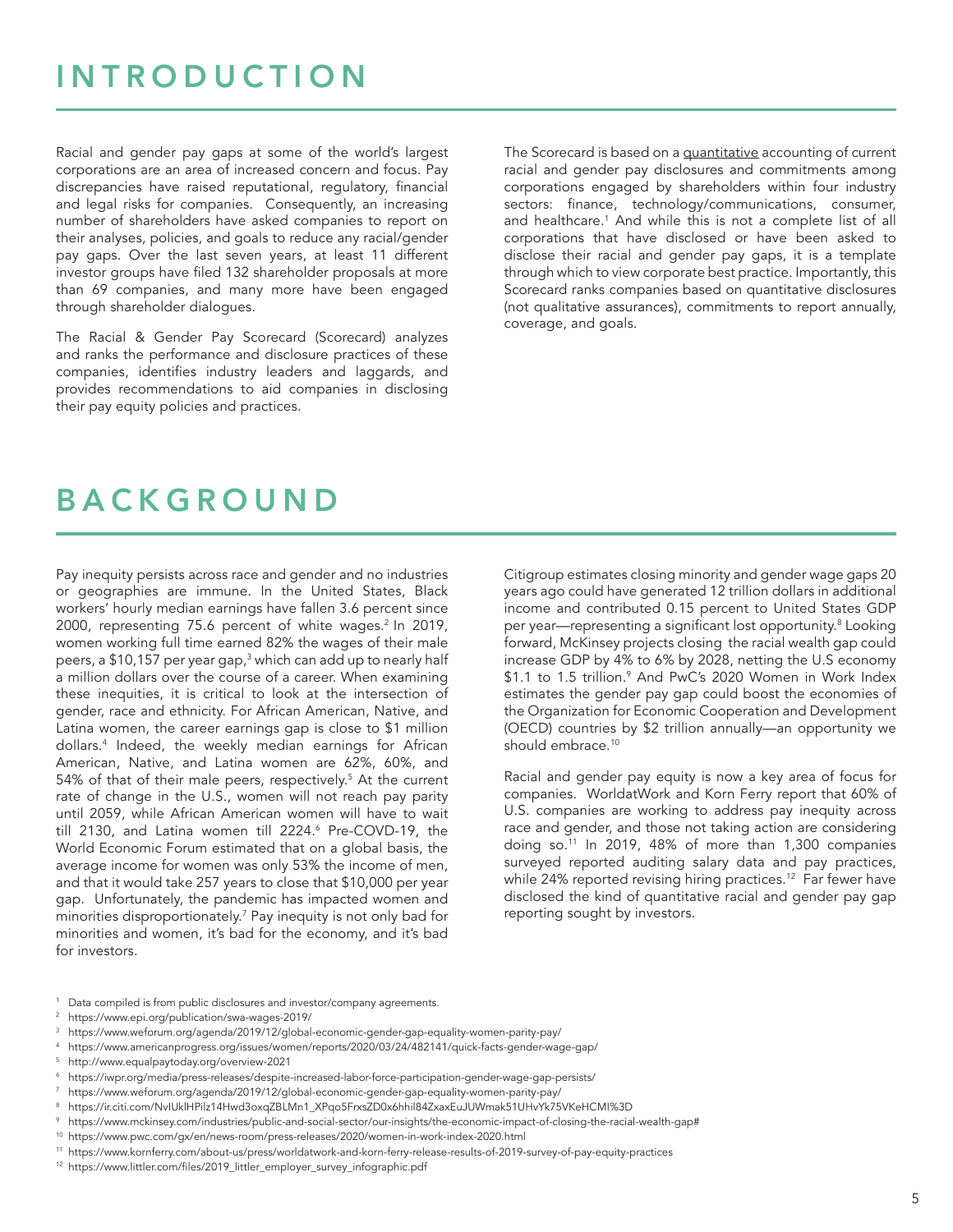# INTRODUCTION

Racial and gender pay gaps at some of the world's largest corporations are an area of increased concern and focus. Pay discrepancies have raised reputational, regulatory, financial and legal risks for companies. Consequently, an increasing number of shareholders have asked companies to report on their analyses, policies, and goals to reduce any racial/gender pay gaps. Over the last seven years, at least 11 different investor groups have filed 132 shareholder proposals at more than 69 companies, and many more have been engaged through shareholder dialogues.

The Racial & Gender Pay Scorecard (Scorecard) analyzes and ranks the performance and disclosure practices of these companies, identifies industry leaders and laggards, and provides recommendations to aid companies in disclosing their pay equity policies and practices.

The Scorecard is based on a quantitative accounting of current racial and gender pay disclosures and commitments among corporations engaged by shareholders within four industry sectors: finance, technology/communications, consumer, and healthcare.[1] And while this is not a complete list of all corporations that have disclosed or have been asked to disclose their racial and gender pay gaps, it is a template through which to view corporate best practice. Importantly, this Scorecard ranks companies based on quantitative disclosures (not qualitative assurances), commitments to report annually, coverage, and goals.

# BACKGROUND

Pay inequity persists across race and gender and no industries or geographies are immune. In the United States, Black workers' hourly median earnings have fallen 3.6 percent since 2000, representing 75.6 percent of white wages.[2] In 2019, women working full time earned 82% the wages of their male peers, a $10,157 per year gap,[3] which can add up to nearly half a million dollars over the course of a career. When examining these inequities, it is critical to look at the intersection of gender, race and ethnicity. For African American, Native, and Latina women, the career earnings gap is close to $1 million dollars.[4] Indeed, the weekly median earnings for African American, Native, and Latina women are 62%, 60%, and 54% of that of their male peers, respectively.[5] At the current rate of change in the U.S., women will not reach pay parity until 2059, while African American women will have to wait till 2130, and Latina women till 2224.[6] Pre-COVD-19, the World Economic Forum estimated that on a global basis, the average income for women was only 53% the income of men, and that it would take 257 years to close that $10,000 per year gap. Unfortunately, the pandemic has impacted women and minorities disproportionately.[7] Pay inequity is not only bad for minorities and women, it's bad for the economy, and it's bad for investors.

Citigroup estimates closing minority and gender wage gaps 20 years ago could have generated 12 trillion dollars in additional income and contributed 0.15 percent to United States GDP per year—representing a significant lost opportunity.[8] Looking forward, McKinsey projects closing the racial wealth gap could increase GDP by 4% to 6% by 2028, netting the U.S economy $1.1 to 1.5 trillion.[9] And PwC's 2020 Women in Work Index estimates the gender pay gap could boost the economies of the Organization for Economic Cooperation and Development (OECD) countries by $2 trillion annually—an opportunity we should embrace.[10]

Racial and gender pay equity is now a key area of focus for companies. WorldatWork and Korn Ferry report that 60% of U.S. companies are working to address pay inequity across race and gender, and those not taking action are considering doing so.[11] In 2019, 48% of more than 1,300 companies surveyed reported auditing salary data and pay practices, while 24% reported revising hiring practices.[12] Far fewer have disclosed the kind of quantitative racial and gender pay gap reporting sought by investors.

---

[1] Data compiled is from public disclosures and investor/company agreements.

[2] https://www.epi.org/publication/swa-wages-2019/

[3] https://www.weforum.org/agenda/2019/12/global-economic-gender-gap-equality-women-parity-pay/

[4] https://www.americanprogress.org/issues/women/reports/2020/03/24/482141/quick-facts-gender-wage-gap/

[5] http://www.equalpaytoday.org/overview-2021

[6] https://iwpr.org/media/press-releases/despite-increased-labor-force-participation-gender-wage-gap-persists/

[7] https://www.weforum.org/agenda/2019/12/global-economic-gender-gap-equality-women-parity-pay/

[8] https://ir.citi.com/NvIUklHPilz14Hwd3oxqZBLMn1_XPqo5FrxsZD0x6hhil84ZxaxEuJUWmak51UHvYk75VKeHCMI%3D

[9] https://www.mckinsey.com/industries/public-and-social-sector/our-insights/the-economic-impact-of-closing-the-racial-wealth-gap#

[10] https://www.pwc.com/gx/en/news-room/press-releases/2020/women-in-work-index-2020.html

[11] https://www.kornferry.com/about-us/press/worldatwork-and-korn-ferry-release-results-of-2019-survey-of-pay-equity-practices

[12] https://www.littler.com/files/2019_littler_employer_survey_infographic.pdf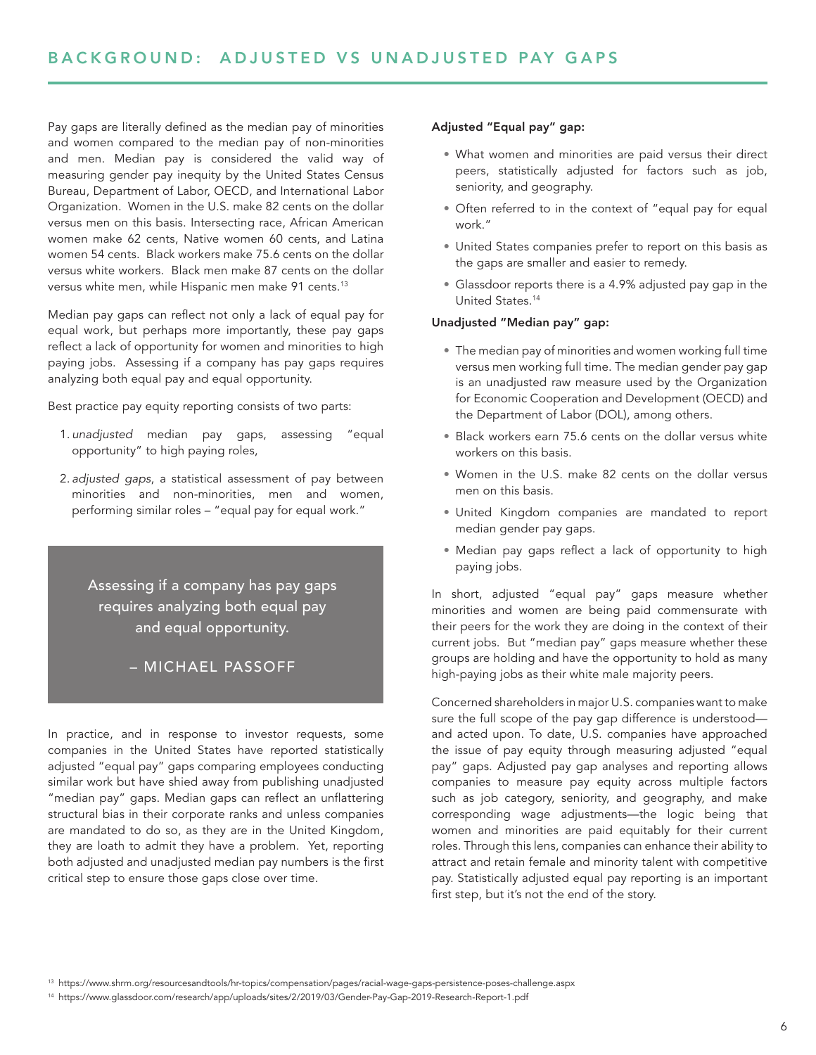## BACKGROUND: ADJUSTED VS UNADJUSTED PAY GAPS

Pay gaps are literally defined as the median pay of minorities and women compared to the median pay of non-minorities and men. Median pay is considered the valid way of measuring gender pay inequity by the United States Census Bureau, Department of Labor, OECD, and International Labor Organization. Women in the U.S. make 82 cents on the dollar versus men on this basis. Intersecting race, African American women make 62 cents, Native women 60 cents, and Latina women 54 cents. Black workers make 75.6 cents on the dollar versus white workers. Black men make 87 cents on the dollar versus white men, while Hispanic men make 91 cents.[13]

Median pay gaps can reflect not only a lack of equal pay for equal work, but perhaps more importantly, these pay gaps reflect a lack of opportunity for women and minorities to high paying jobs. Assessing if a company has pay gaps requires analyzing both equal pay and equal opportunity.

Best practice pay equity reporting consists of two parts:

1. *unadjusted* median pay gaps, assessing "equal opportunity" to high paying roles,
2. *adjusted gaps*, a statistical assessment of pay between minorities and non-minorities, men and women, performing similar roles – "equal pay for equal work."

> Assessing if a company has pay gaps requires analyzing both equal pay and equal opportunity.
>
> – MICHAEL PASSOFF

In practice, and in response to investor requests, some companies in the United States have reported statistically adjusted "equal pay" gaps comparing employees conducting similar work but have shied away from publishing unadjusted "median pay" gaps. Median gaps can reflect an unflattering structural bias in their corporate ranks and unless companies are mandated to do so, as they are in the United Kingdom, they are loath to admit they have a problem. Yet, reporting both adjusted and unadjusted median pay numbers is the first critical step to ensure those gaps close over time.

**Adjusted "Equal pay" gap:**

- What women and minorities are paid versus their direct peers, statistically adjusted for factors such as job, seniority, and geography.
- Often referred to in the context of "equal pay for equal work."
- United States companies prefer to report on this basis as the gaps are smaller and easier to remedy.
- Glassdoor reports there is a 4.9% adjusted pay gap in the United States.[14]

**Unadjusted "Median pay" gap:**

- The median pay of minorities and women working full time versus men working full time. The median gender pay gap is an unadjusted raw measure used by the Organization for Economic Cooperation and Development (OECD) and the Department of Labor (DOL), among others.
- Black workers earn 75.6 cents on the dollar versus white workers on this basis.
- Women in the U.S. make 82 cents on the dollar versus men on this basis.
- United Kingdom companies are mandated to report median gender pay gaps.
- Median pay gaps reflect a lack of opportunity to high paying jobs.

In short, adjusted "equal pay" gaps measure whether minorities and women are being paid commensurate with their peers for the work they are doing in the context of their current jobs. But "median pay" gaps measure whether these groups are holding and have the opportunity to hold as many high-paying jobs as their white male majority peers.

Concerned shareholders in major U.S. companies want to make sure the full scope of the pay gap difference is understood—and acted upon. To date, U.S. companies have approached the issue of pay equity through measuring adjusted "equal pay" gaps. Adjusted pay gap analyses and reporting allows companies to measure pay equity across multiple factors such as job category, seniority, and geography, and make corresponding wage adjustments—the logic being that women and minorities are paid equitably for their current roles. Through this lens, companies can enhance their ability to attract and retain female and minority talent with competitive pay. Statistically adjusted equal pay reporting is an important first step, but it's not the end of the story.

[13] https://www.shrm.org/resourcesandtools/hr-topics/compensation/pages/racial-wage-gaps-persistence-poses-challenge.aspx

[14] https://www.glassdoor.com/research/app/uploads/sites/2/2019/03/Gender-Pay-Gap-2019-Research-Report-1.pdf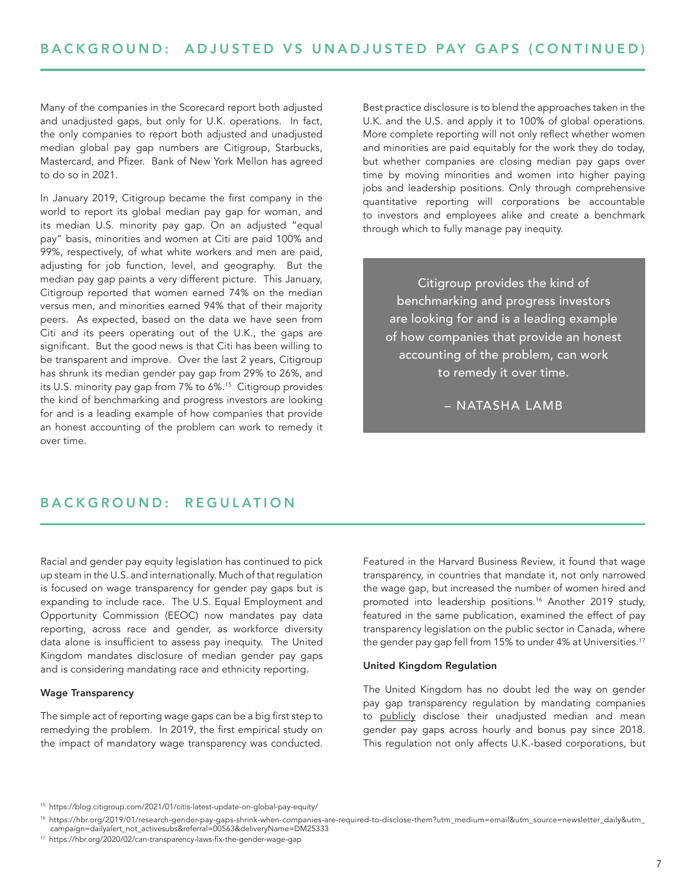## BACKGROUND: ADJUSTED VS UNADJUSTED PAY GAPS (CONTINUED)

Many of the companies in the Scorecard report both adjusted and unadjusted gaps, but only for U.K. operations. In fact, the only companies to report both adjusted and unadjusted median global pay gap numbers are Citigroup, Starbucks, Mastercard, and Pfizer. Bank of New York Mellon has agreed to do so in 2021.

In January 2019, Citigroup became the first company in the world to report its global median pay gap for woman, and its median U.S. minority pay gap. On an adjusted "equal pay" basis, minorities and women at Citi are paid 100% and 99%, respectively, of what white workers and men are paid, adjusting for job function, level, and geography. But the median pay gap paints a very different picture. This January, Citigroup reported that women earned 74% on the median versus men, and minorities earned 94% that of their majority peers. As expected, based on the data we have seen from Citi and its peers operating out of the U.K., the gaps are significant. But the good news is that Citi has been willing to be transparent and improve. Over the last 2 years, Citigroup has shrunk its median gender pay gap from 29% to 26%, and its U.S. minority pay gap from 7% to 6%.[15] Citigroup provides the kind of benchmarking and progress investors are looking for and is a leading example of how companies that provide an honest accounting of the problem can work to remedy it over time.

Best practice disclosure is to blend the approaches taken in the U.K. and the U.S. and apply it to 100% of global operations. More complete reporting will not only reflect whether women and minorities are paid equitably for the work they do today, but whether companies are closing median pay gaps over time by moving minorities and women into higher paying jobs and leadership positions. Only through comprehensive quantitative reporting will corporations be accountable to investors and employees alike and create a benchmark through which to fully manage pay inequity.

> Citigroup provides the kind of benchmarking and progress investors are looking for and is a leading example of how companies that provide an honest accounting of the problem, can work to remedy it over time.
>
> – NATASHA LAMB

## BACKGROUND: REGULATION

Racial and gender pay equity legislation has continued to pick up steam in the U.S. and internationally. Much of that regulation is focused on wage transparency for gender pay gaps but is expanding to include race. The U.S. Equal Employment and Opportunity Commission (EEOC) now mandates pay data reporting, across race and gender, as workforce diversity data alone is insufficient to assess pay inequity. The United Kingdom mandates disclosure of median gender pay gaps and is considering mandating race and ethnicity reporting.

**Wage Transparency**

The simple act of reporting wage gaps can be a big first step to remedying the problem. In 2019, the first empirical study on the impact of mandatory wage transparency was conducted. Featured in the Harvard Business Review, it found that wage transparency, in countries that mandate it, not only narrowed the wage gap, but increased the number of women hired and promoted into leadership positions.[16] Another 2019 study, featured in the same publication, examined the effect of pay transparency legislation on the public sector in Canada, where the gender pay gap fell from 15% to under 4% at Universities.[17]

**United Kingdom Regulation**

The United Kingdom has no doubt led the way on gender pay gap transparency regulation by mandating companies to publicly disclose their unadjusted median and mean gender pay gaps across hourly and bonus pay since 2018. This regulation not only affects U.K.-based corporations, but

[15] https://blog.citigroup.com/2021/01/citis-latest-update-on-global-pay-equity/

[16] https://hbr.org/2019/01/research-gender-pay-gaps-shrink-when-companies-are-required-to-disclose-them?utm_medium=email&utm_source=newsletter_daily&utm_campaign=dailyalert_not_activesubs&referral=00563&deliveryName=DM25333

[17] https://hbr.org/2020/02/can-transparency-laws-fix-the-gender-wage-gap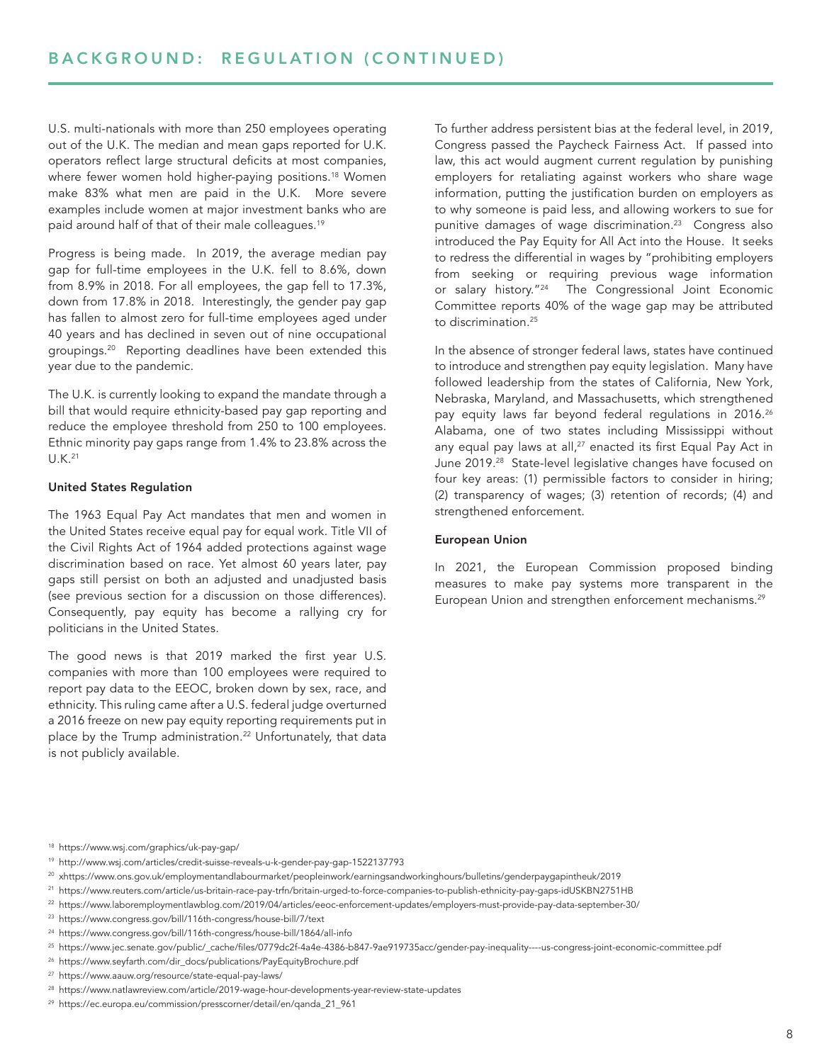## BACKGROUND: REGULATION (CONTINUED)

U.S. multi-nationals with more than 250 employees operating out of the U.K. The median and mean gaps reported for U.K. operators reflect large structural deficits at most companies, where fewer women hold higher-paying positions.[18] Women make 83% what men are paid in the U.K. More severe examples include women at major investment banks who are paid around half of that of their male colleagues.[19]

Progress is being made. In 2019, the average median pay gap for full-time employees in the U.K. fell to 8.6%, down from 8.9% in 2018. For all employees, the gap fell to 17.3%, down from 17.8% in 2018. Interestingly, the gender pay gap has fallen to almost zero for full-time employees aged under 40 years and has declined in seven out of nine occupational groupings.[20] Reporting deadlines have been extended this year due to the pandemic.

The U.K. is currently looking to expand the mandate through a bill that would require ethnicity-based pay gap reporting and reduce the employee threshold from 250 to 100 employees. Ethnic minority pay gaps range from 1.4% to 23.8% across the U.K.[21]

### United States Regulation

The 1963 Equal Pay Act mandates that men and women in the United States receive equal pay for equal work. Title VII of the Civil Rights Act of 1964 added protections against wage discrimination based on race. Yet almost 60 years later, pay gaps still persist on both an adjusted and unadjusted basis (see previous section for a discussion on those differences). Consequently, pay equity has become a rallying cry for politicians in the United States.

The good news is that 2019 marked the first year U.S. companies with more than 100 employees were required to report pay data to the EEOC, broken down by sex, race, and ethnicity. This ruling came after a U.S. federal judge overturned a 2016 freeze on new pay equity reporting requirements put in place by the Trump administration.[22] Unfortunately, that data is not publicly available.

To further address persistent bias at the federal level, in 2019, Congress passed the Paycheck Fairness Act. If passed into law, this act would augment current regulation by punishing employers for retaliating against workers who share wage information, putting the justification burden on employers as to why someone is paid less, and allowing workers to sue for punitive damages of wage discrimination.[23] Congress also introduced the Pay Equity for All Act into the House. It seeks to redress the differential in wages by "prohibiting employers from seeking or requiring previous wage information or salary history."[24] The Congressional Joint Economic Committee reports 40% of the wage gap may be attributed to discrimination.[25]

In the absence of stronger federal laws, states have continued to introduce and strengthen pay equity legislation. Many have followed leadership from the states of California, New York, Nebraska, Maryland, and Massachusetts, which strengthened pay equity laws far beyond federal regulations in 2016.[26] Alabama, one of two states including Mississippi without any equal pay laws at all,[27] enacted its first Equal Pay Act in June 2019.[28] State-level legislative changes have focused on four key areas: (1) permissible factors to consider in hiring; (2) transparency of wages; (3) retention of records; (4) and strengthened enforcement.

### European Union

In 2021, the European Commission proposed binding measures to make pay systems more transparent in the European Union and strengthen enforcement mechanisms.[29]

---

[18] https://www.wsj.com/graphics/uk-pay-gap/

[19] http://www.wsj.com/articles/credit-suisse-reveals-u-k-gender-pay-gap-1522137793

[20] xhttps://www.ons.gov.uk/employmentandlabourmarket/peopleinwork/earningsandworkinghours/bulletins/genderpaygapintheuk/2019

[21] https://www.reuters.com/article/us-britain-race-pay-trfn/britain-urged-to-force-companies-to-publish-ethnicity-pay-gaps-idUSKBN2751HB

[22] https://www.laboremploymentlawblog.com/2019/04/articles/eeoc-enforcement-updates/employers-must-provide-pay-data-september-30/

[23] https://www.congress.gov/bill/116th-congress/house-bill/7/text

[24] https://www.congress.gov/bill/116th-congress/house-bill/1864/all-info

[25] https://www.jec.senate.gov/public/_cache/files/0779dc2f-4a4e-4386-b847-9ae919735acc/gender-pay-inequality----us-congress-joint-economic-committee.pdf

[26] https://www.seyfarth.com/dir_docs/publications/PayEquityBrochure.pdf

[27] https://www.aauw.org/resource/state-equal-pay-laws/

[28] https://www.natlawreview.com/article/2019-wage-hour-developments-year-review-state-updates

[29] https://ec.europa.eu/commission/presscorner/detail/en/qanda_21_961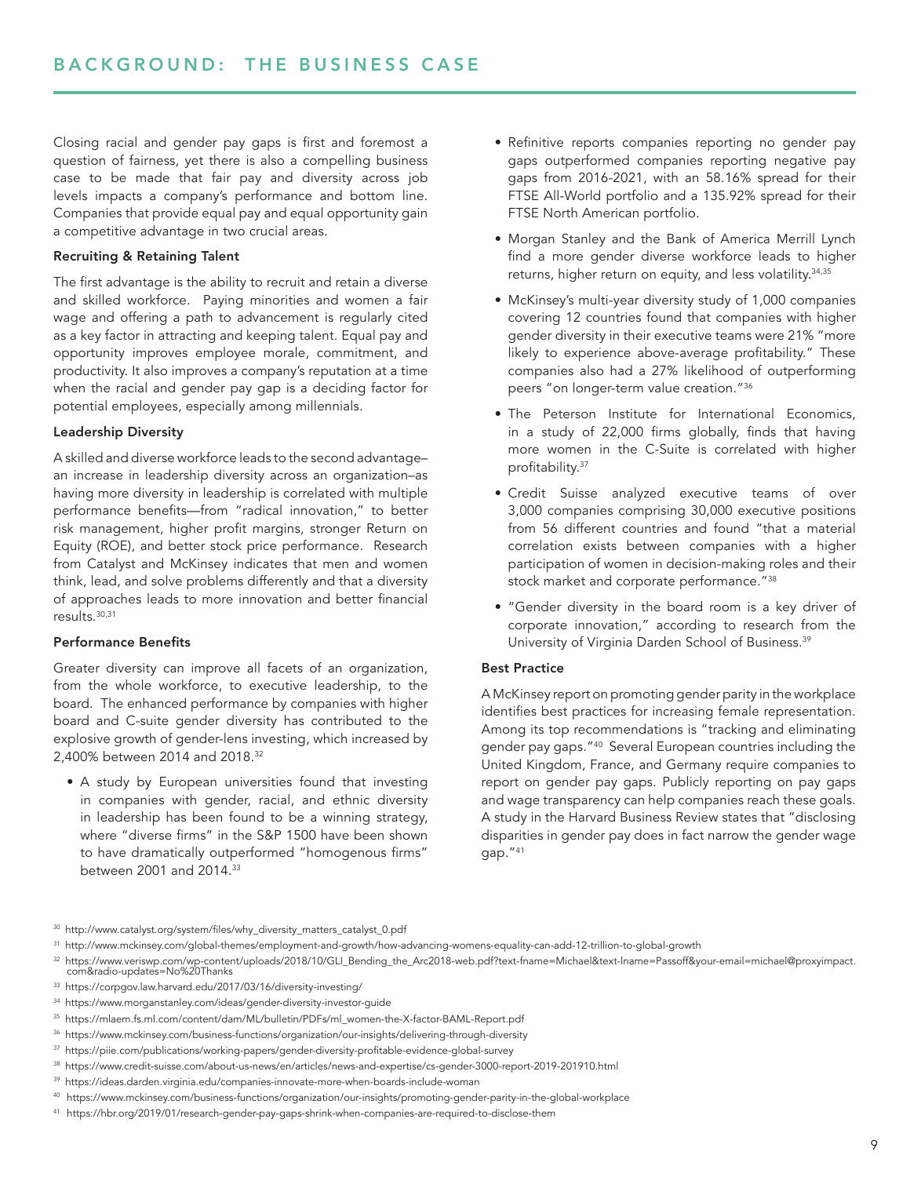## BACKGROUND: THE BUSINESS CASE

Closing racial and gender pay gaps is first and foremost a question of fairness, yet there is also a compelling business case to be made that fair pay and diversity across job levels impacts a company's performance and bottom line. Companies that provide equal pay and equal opportunity gain a competitive advantage in two crucial areas.

**Recruiting & Retaining Talent**

The first advantage is the ability to recruit and retain a diverse and skilled workforce. Paying minorities and women a fair wage and offering a path to advancement is regularly cited as a key factor in attracting and keeping talent. Equal pay and opportunity improves employee morale, commitment, and productivity. It also improves a company's reputation at a time when the racial and gender pay gap is a deciding factor for potential employees, especially among millennials.

**Leadership Diversity**

A skilled and diverse workforce leads to the second advantage–an increase in leadership diversity across an organization–as having more diversity in leadership is correlated with multiple performance benefits—from "radical innovation," to better risk management, higher profit margins, stronger Return on Equity (ROE), and better stock price performance. Research from Catalyst and McKinsey indicates that men and women think, lead, and solve problems differently and that a diversity of approaches leads to more innovation and better financial results.[30,31]

**Performance Benefits**

Greater diversity can improve all facets of an organization, from the whole workforce, to executive leadership, to the board. The enhanced performance by companies with higher board and C-suite gender diversity has contributed to the explosive growth of gender-lens investing, which increased by 2,400% between 2014 and 2018.[32]

- A study by European universities found that investing in companies with gender, racial, and ethnic diversity in leadership has been found to be a winning strategy, where "diverse firms" in the S&P 1500 have been shown to have dramatically outperformed "homogenous firms" between 2001 and 2014.[33]
- Refinitive reports companies reporting no gender pay gaps outperformed companies reporting negative pay gaps from 2016-2021, with an 58.16% spread for their FTSE All-World portfolio and a 135.92% spread for their FTSE North American portfolio.
- Morgan Stanley and the Bank of America Merrill Lynch find a more gender diverse workforce leads to higher returns, higher return on equity, and less volatility.[34,35]
- McKinsey's multi-year diversity study of 1,000 companies covering 12 countries found that companies with higher gender diversity in their executive teams were 21% "more likely to experience above-average profitability." These companies also had a 27% likelihood of outperforming peers "on longer-term value creation."[36]
- The Peterson Institute for International Economics, in a study of 22,000 firms globally, finds that having more women in the C-Suite is correlated with higher profitability.[37]
- Credit Suisse analyzed executive teams of over 3,000 companies comprising 30,000 executive positions from 56 different countries and found "that a material correlation exists between companies with a higher participation of women in decision-making roles and their stock market and corporate performance."[38]
- "Gender diversity in the board room is a key driver of corporate innovation," according to research from the University of Virginia Darden School of Business.[39]

**Best Practice**

A McKinsey report on promoting gender parity in the workplace identifies best practices for increasing female representation. Among its top recommendations is "tracking and eliminating gender pay gaps."[40] Several European countries including the United Kingdom, France, and Germany require companies to report on gender pay gaps. Publicly reporting on pay gaps and wage transparency can help companies reach these goals. A study in the Harvard Business Review states that "disclosing disparities in gender pay does in fact narrow the gender wage gap."[41]

---

[30] http://www.catalyst.org/system/files/why_diversity_matters_catalyst_0.pdf

[31] http://www.mckinsey.com/global-themes/employment-and-growth/how-advancing-womens-equality-can-add-12-trillion-to-global-growth

[32] https://www.veriswp.com/wp-content/uploads/2018/10/GLI_Bending_the_Arc2018-web.pdf?text-fname=Michael&text-lname=Passoff&your-email=michael@proxyimpact.com&radio-updates=No%20Thanks

[33] https://corpgov.law.harvard.edu/2017/03/16/diversity-investing/

[34] https://www.morganstanley.com/ideas/gender-diversity-investor-guide

[35] https://mlaem.fs.ml.com/content/dam/ML/bulletin/PDFs/ml_women-the-X-factor-BAML-Report.pdf

[36] https://www.mckinsey.com/business-functions/organization/our-insights/delivering-through-diversity

[37] https://piie.com/publications/working-papers/gender-diversity-profitable-evidence-global-survey

[38] https://www.credit-suisse.com/about-us-news/en/articles/news-and-expertise/cs-gender-3000-report-2019-201910.html

[39] https://ideas.darden.virginia.edu/companies-innovate-more-when-boards-include-woman

[40] https://www.mckinsey.com/business-functions/organization/our-insights/promoting-gender-parity-in-the-global-workplace

[41] https://hbr.org/2019/01/research-gender-pay-gaps-shrink-when-companies-are-required-to-disclose-them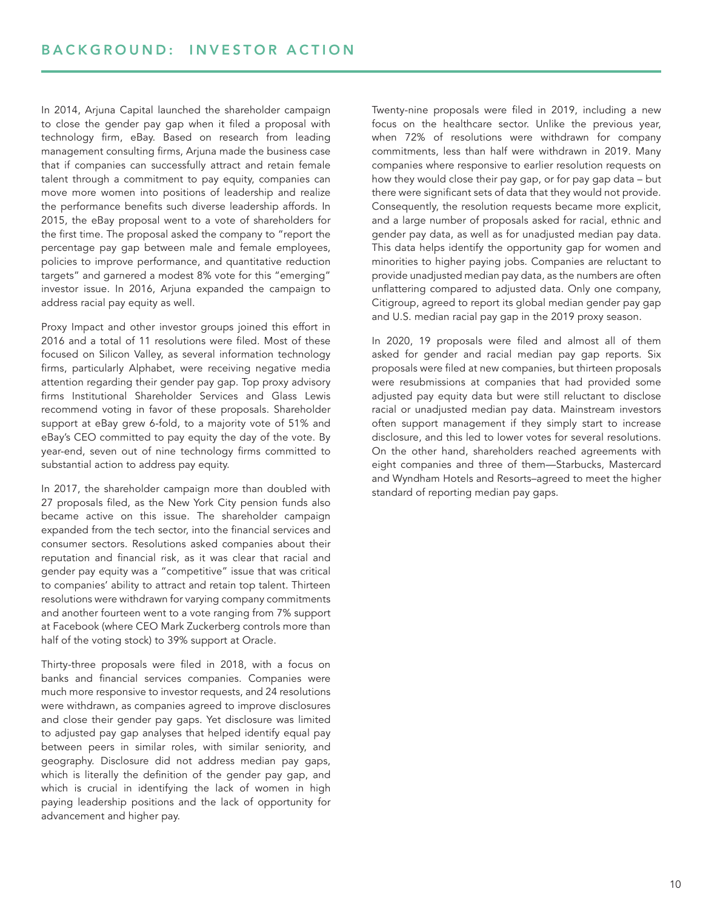# BACKGROUND: INVESTOR ACTION

In 2014, Arjuna Capital launched the shareholder campaign to close the gender pay gap when it filed a proposal with technology firm, eBay. Based on research from leading management consulting firms, Arjuna made the business case that if companies can successfully attract and retain female talent through a commitment to pay equity, companies can move more women into positions of leadership and realize the performance benefits such diverse leadership affords. In 2015, the eBay proposal went to a vote of shareholders for the first time. The proposal asked the company to "report the percentage pay gap between male and female employees, policies to improve performance, and quantitative reduction targets" and garnered a modest 8% vote for this "emerging" investor issue. In 2016, Arjuna expanded the campaign to address racial pay equity as well.

Proxy Impact and other investor groups joined this effort in 2016 and a total of 11 resolutions were filed. Most of these focused on Silicon Valley, as several information technology firms, particularly Alphabet, were receiving negative media attention regarding their gender pay gap. Top proxy advisory firms Institutional Shareholder Services and Glass Lewis recommend voting in favor of these proposals. Shareholder support at eBay grew 6-fold, to a majority vote of 51% and eBay's CEO committed to pay equity the day of the vote. By year-end, seven out of nine technology firms committed to substantial action to address pay equity.

In 2017, the shareholder campaign more than doubled with 27 proposals filed, as the New York City pension funds also became active on this issue. The shareholder campaign expanded from the tech sector, into the financial services and consumer sectors. Resolutions asked companies about their reputation and financial risk, as it was clear that racial and gender pay equity was a "competitive" issue that was critical to companies' ability to attract and retain top talent. Thirteen resolutions were withdrawn for varying company commitments and another fourteen went to a vote ranging from 7% support at Facebook (where CEO Mark Zuckerberg controls more than half of the voting stock) to 39% support at Oracle.

Thirty-three proposals were filed in 2018, with a focus on banks and financial services companies. Companies were much more responsive to investor requests, and 24 resolutions were withdrawn, as companies agreed to improve disclosures and close their gender pay gaps. Yet disclosure was limited to adjusted pay gap analyses that helped identify equal pay between peers in similar roles, with similar seniority, and geography. Disclosure did not address median pay gaps, which is literally the definition of the gender pay gap, and which is crucial in identifying the lack of women in high paying leadership positions and the lack of opportunity for advancement and higher pay.

Twenty-nine proposals were filed in 2019, including a new focus on the healthcare sector. Unlike the previous year, when 72% of resolutions were withdrawn for company commitments, less than half were withdrawn in 2019. Many companies where responsive to earlier resolution requests on how they would close their pay gap, or for pay gap data – but there were significant sets of data that they would not provide. Consequently, the resolution requests became more explicit, and a large number of proposals asked for racial, ethnic and gender pay data, as well as for unadjusted median pay data. This data helps identify the opportunity gap for women and minorities to higher paying jobs. Companies are reluctant to provide unadjusted median pay data, as the numbers are often unflattering compared to adjusted data. Only one company, Citigroup, agreed to report its global median gender pay gap and U.S. median racial pay gap in the 2019 proxy season.

In 2020, 19 proposals were filed and almost all of them asked for gender and racial median pay gap reports. Six proposals were filed at new companies, but thirteen proposals were resubmissions at companies that had provided some adjusted pay equity data but were still reluctant to disclose racial or unadjusted median pay data. Mainstream investors often support management if they simply start to increase disclosure, and this led to lower votes for several resolutions. On the other hand, shareholders reached agreements with eight companies and three of them—Starbucks, Mastercard and Wyndham Hotels and Resorts–agreed to meet the higher standard of reporting median pay gaps.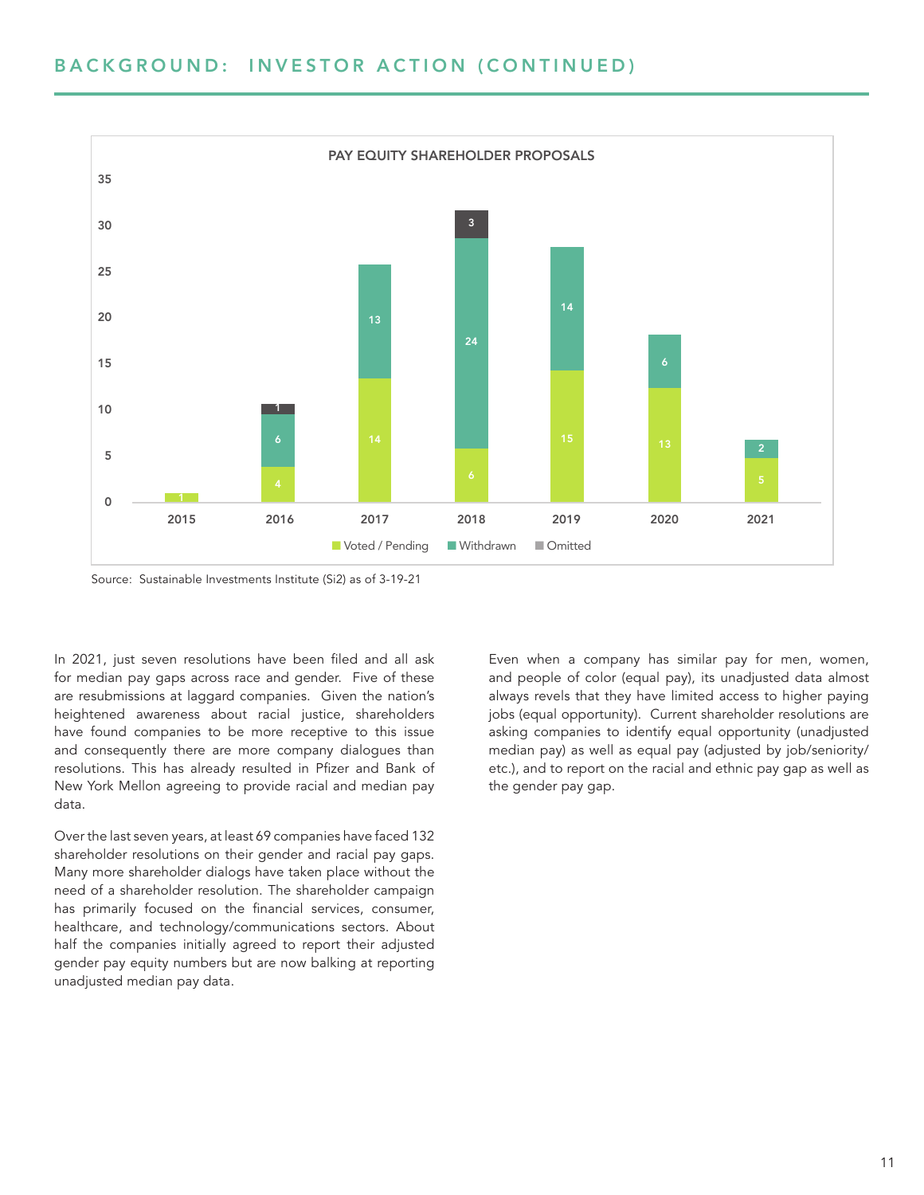## BACKGROUND: INVESTOR ACTION (CONTINUED)

**PAY EQUITY SHAREHOLDER PROPOSALS**

| Year | Voted / Pending | Withdrawn | Omitted |
|---|---|---|---|
| 2015 | 1 | | |
| 2016 | 4 | 6 | 1 |
| 2017 | 14 | 13 | |
| 2018 | 6 | 24 | 3 |
| 2019 | 15 | 14 | |
| 2020 | 13 | 6 | |
| 2021 | 5 | 2 | |

Source: Sustainable Investments Institute (Si2) as of 3-19-21

In 2021, just seven resolutions have been filed and all ask for median pay gaps across race and gender. Five of these are resubmissions at laggard companies. Given the nation's heightened awareness about racial justice, shareholders have found companies to be more receptive to this issue and consequently there are more company dialogues than resolutions. This has already resulted in Pfizer and Bank of New York Mellon agreeing to provide racial and median pay data.

Over the last seven years, at least 69 companies have faced 132 shareholder resolutions on their gender and racial pay gaps. Many more shareholder dialogs have taken place without the need of a shareholder resolution. The shareholder campaign has primarily focused on the financial services, consumer, healthcare, and technology/communications sectors. About half the companies initially agreed to report their adjusted gender pay equity numbers but are now balking at reporting unadjusted median pay data.

Even when a company has similar pay for men, women, and people of color (equal pay), its unadjusted data almost always revels that they have limited access to higher paying jobs (equal opportunity). Current shareholder resolutions are asking companies to identify equal opportunity (unadjusted median pay) as well as equal pay (adjusted by job/seniority/etc.), and to report on the racial and ethnic pay gap as well as the gender pay gap.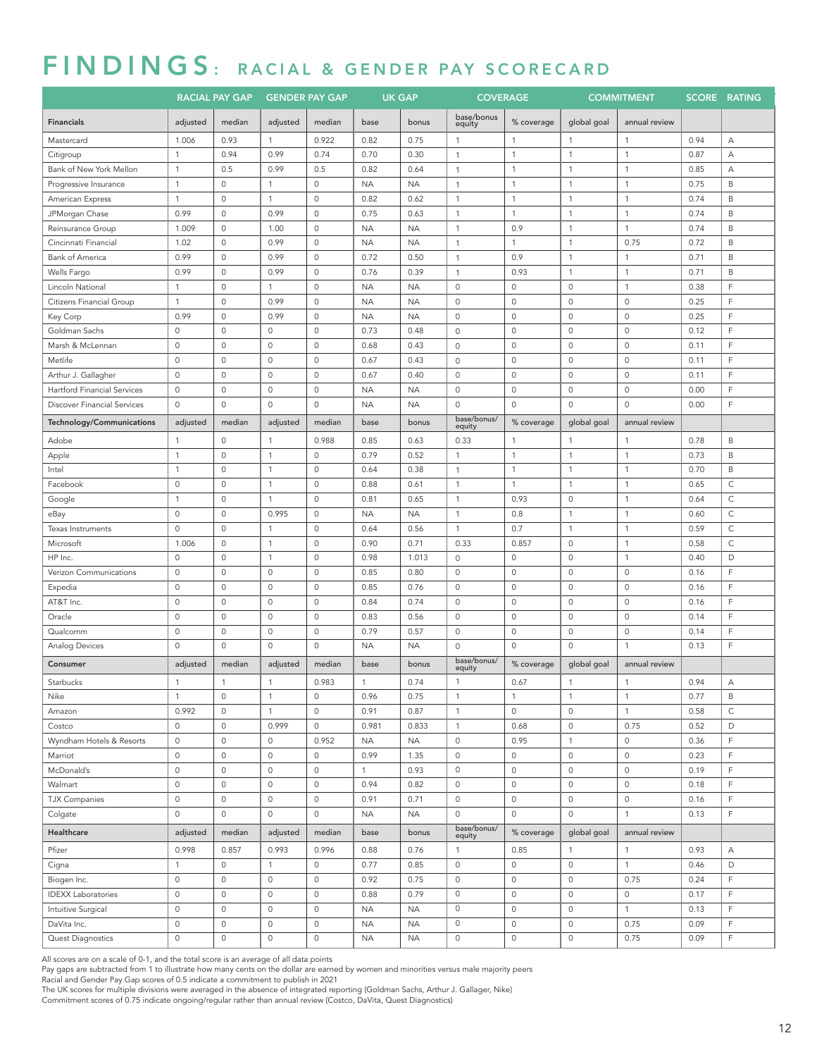# FINDINGS: RACIAL & GENDER PAY SCORECARD

| | RACIAL PAY GAP | | GENDER PAY GAP | | UK GAP | | COVERAGE | | COMMITMENT | | SCORE | RATING |
|---|---|---|---|---|---|---|---|---|---|---|---|---|
| **Financials** | adjusted | median | adjusted | median | base | bonus | base/bonus equity | % coverage | global goal | annual review | | |
| Mastercard | 1.006 | 0.93 | 1 | 0.922 | 0.82 | 0.75 | 1 | 1 | 1 | 1 | 0.94 | A |
| Citigroup | 1 | 0.94 | 0.99 | 0.74 | 0.70 | 0.30 | 1 | 1 | 1 | 1 | 0.87 | A |
| Bank of New York Mellon | 1 | 0.5 | 0.99 | 0.5 | 0.82 | 0.64 | 1 | 1 | 1 | 1 | 0.85 | A |
| Progressive Insurance | 1 | 0 | 1 | 0 | NA | NA | 1 | 1 | 1 | 1 | 0.75 | B |
| American Express | 1 | 0 | 1 | 0 | 0.82 | 0.62 | 1 | 1 | 1 | 1 | 0.74 | B |
| JPMorgan Chase | 0.99 | 0 | 0.99 | 0 | 0.75 | 0.63 | 1 | 1 | 1 | 1 | 0.74 | B |
| Reinsurance Group | 1.009 | 0 | 1.00 | 0 | NA | NA | 1 | 0.9 | 1 | 1 | 0.74 | B |
| Cincinnati Financial | 1.02 | 0 | 0.99 | 0 | NA | NA | 1 | 1 | 1 | 0.75 | 0.72 | B |
| Bank of America | 0.99 | 0 | 0.99 | 0 | 0.72 | 0.50 | 1 | 0.9 | 1 | 1 | 0.71 | B |
| Wells Fargo | 0.99 | 0 | 0.99 | 0 | 0.76 | 0.39 | 1 | 0.93 | 1 | 1 | 0.71 | B |
| Lincoln National | 1 | 0 | 1 | 0 | NA | NA | 0 | 0 | 0 | 1 | 0.38 | F |
| Citizens Financial Group | 1 | 0 | 0.99 | 0 | NA | NA | 0 | 0 | 0 | 0 | 0.25 | F |
| Key Corp | 0.99 | 0 | 0.99 | 0 | NA | NA | 0 | 0 | 0 | 0 | 0.25 | F |
| Goldman Sachs | 0 | 0 | 0 | 0 | 0.73 | 0.48 | 0 | 0 | 0 | 0 | 0.12 | F |
| Marsh & McLennan | 0 | 0 | 0 | 0 | 0.68 | 0.43 | 0 | 0 | 0 | 0 | 0.11 | F |
| Metlife | 0 | 0 | 0 | 0 | 0.67 | 0.43 | 0 | 0 | 0 | 0 | 0.11 | F |
| Arthur J. Gallagher | 0 | 0 | 0 | 0 | 0.67 | 0.40 | 0 | 0 | 0 | 0 | 0.11 | F |
| Hartford Financial Services | 0 | 0 | 0 | 0 | NA | NA | 0 | 0 | 0 | 0 | 0.00 | F |
| Discover Financial Services | 0 | 0 | 0 | 0 | NA | NA | 0 | 0 | 0 | 0 | 0.00 | F |
| **Technology/Communications** | adjusted | median | adjusted | median | base | bonus | base/bonus/ equity | % coverage | global goal | annual review | | |
| Adobe | 1 | 0 | 1 | 0.988 | 0.85 | 0.63 | 0.33 | 1 | 1 | 1 | 0.78 | B |
| Apple | 1 | 0 | 1 | 0 | 0.79 | 0.52 | 1 | 1 | 1 | 1 | 0.73 | B |
| Intel | 1 | 0 | 1 | 0 | 0.64 | 0.38 | 1 | 1 | 1 | 1 | 0.70 | B |
| Facebook | 0 | 0 | 1 | 0 | 0.88 | 0.61 | 1 | 1 | 1 | 1 | 0.65 | C |
| Google | 1 | 0 | 1 | 0 | 0.81 | 0.65 | 1 | 0.93 | 0 | 1 | 0.64 | C |
| eBay | 0 | 0 | 0.995 | 0 | NA | NA | 1 | 0.8 | 1 | 1 | 0.60 | C |
| Texas Instruments | 0 | 0 | 1 | 0 | 0.64 | 0.56 | 1 | 0.7 | 1 | 1 | 0.59 | C |
| Microsoft | 1.006 | 0 | 1 | 0 | 0.90 | 0.71 | 0.33 | 0.857 | 0 | 1 | 0.58 | C |
| HP Inc. | 0 | 0 | 1 | 0 | 0.98 | 1.013 | 0 | 0 | 0 | 1 | 0.40 | D |
| Verizon Communications | 0 | 0 | 0 | 0 | 0.85 | 0.80 | 0 | 0 | 0 | 0 | 0.16 | F |
| Expedia | 0 | 0 | 0 | 0 | 0.85 | 0.76 | 0 | 0 | 0 | 0 | 0.16 | F |
| AT&T Inc. | 0 | 0 | 0 | 0 | 0.84 | 0.74 | 0 | 0 | 0 | 0 | 0.16 | F |
| Oracle | 0 | 0 | 0 | 0 | 0.83 | 0.56 | 0 | 0 | 0 | 0 | 0.14 | F |
| Qualcomm | 0 | 0 | 0 | 0 | 0.79 | 0.57 | 0 | 0 | 0 | 0 | 0.14 | F |
| Analog Devices | 0 | 0 | 0 | 0 | NA | NA | 0 | 0 | 0 | 1 | 0.13 | F |
| **Consumer** | adjusted | median | adjusted | median | base | bonus | base/bonus/ equity | % coverage | global goal | annual review | | |
| Starbucks | 1 | 1 | 1 | 0.983 | 1 | 0.74 | 1 | 0.67 | 1 | 1 | 0.94 | A |
| Nike | 1 | 0 | 1 | 0 | 0.96 | 0.75 | 1 | 1 | 1 | 1 | 0.77 | B |
| Amazon | 0.992 | 0 | 1 | 0 | 0.91 | 0.87 | 1 | 0 | 0 | 1 | 0.58 | C |
| Costco | 0 | 0 | 0.999 | 0 | 0.981 | 0.833 | 1 | 0.68 | 0 | 0.75 | 0.52 | D |
| Wyndham Hotels & Resorts | 0 | 0 | 0 | 0.952 | NA | NA | 0 | 0.95 | 1 | 0 | 0.36 | F |
| Marriot | 0 | 0 | 0 | 0 | 0.99 | 1.35 | 0 | 0 | 0 | 0 | 0.23 | F |
| McDonald's | 0 | 0 | 0 | 0 | 1 | 0.93 | 0 | 0 | 0 | 0 | 0.19 | F |
| Walmart | 0 | 0 | 0 | 0 | 0.94 | 0.82 | 0 | 0 | 0 | 0 | 0.18 | F |
| TJX Companies | 0 | 0 | 0 | 0 | 0.91 | 0.71 | 0 | 0 | 0 | 0 | 0.16 | F |
| Colgate | 0 | 0 | 0 | 0 | NA | NA | 0 | 0 | 0 | 1 | 0.13 | F |
| **Healthcare** | adjusted | median | adjusted | median | base | bonus | base/bonus/ equity | % coverage | global goal | annual review | | |
| Pfizer | 0.998 | 0.857 | 0.993 | 0.996 | 0.88 | 0.76 | 1 | 0.85 | 1 | 1 | 0.93 | A |
| Cigna | 1 | 0 | 1 | 0 | 0.77 | 0.85 | 0 | 0 | 0 | 1 | 0.46 | D |
| Biogen Inc. | 0 | 0 | 0 | 0 | 0.92 | 0.75 | 0 | 0 | 0 | 0.75 | 0.24 | F |
| IDEXX Laboratories | 0 | 0 | 0 | 0 | 0.88 | 0.79 | 0 | 0 | 0 | 0 | 0.17 | F |
| Intuitive Surgical | 0 | 0 | 0 | 0 | NA | NA | 0 | 0 | 0 | 1 | 0.13 | F |
| DaVita Inc. | 0 | 0 | 0 | 0 | NA | NA | 0 | 0 | 0 | 0.75 | 0.09 | F |
| Quest Diagnostics | 0 | 0 | 0 | 0 | NA | NA | 0 | 0 | 0 | 0.75 | 0.09 | F |

All scores are on a scale of 0-1, and the total score is an average of all data points
Pay gaps are subtracted from 1 to illustrate how many cents on the dollar are earned by women and minorities versus male majority peers
Racial and Gender Pay Gap scores of 0.5 indicate a commitment to publish in 2021
The UK scores for multiple divisions were averaged in the absence of integrated reporting (Goldman Sachs, Arthur J. Gallager, Nike)
Commitment scores of 0.75 indicate ongoing/regular rather than annual review (Costco, DaVita, Quest Diagnostics)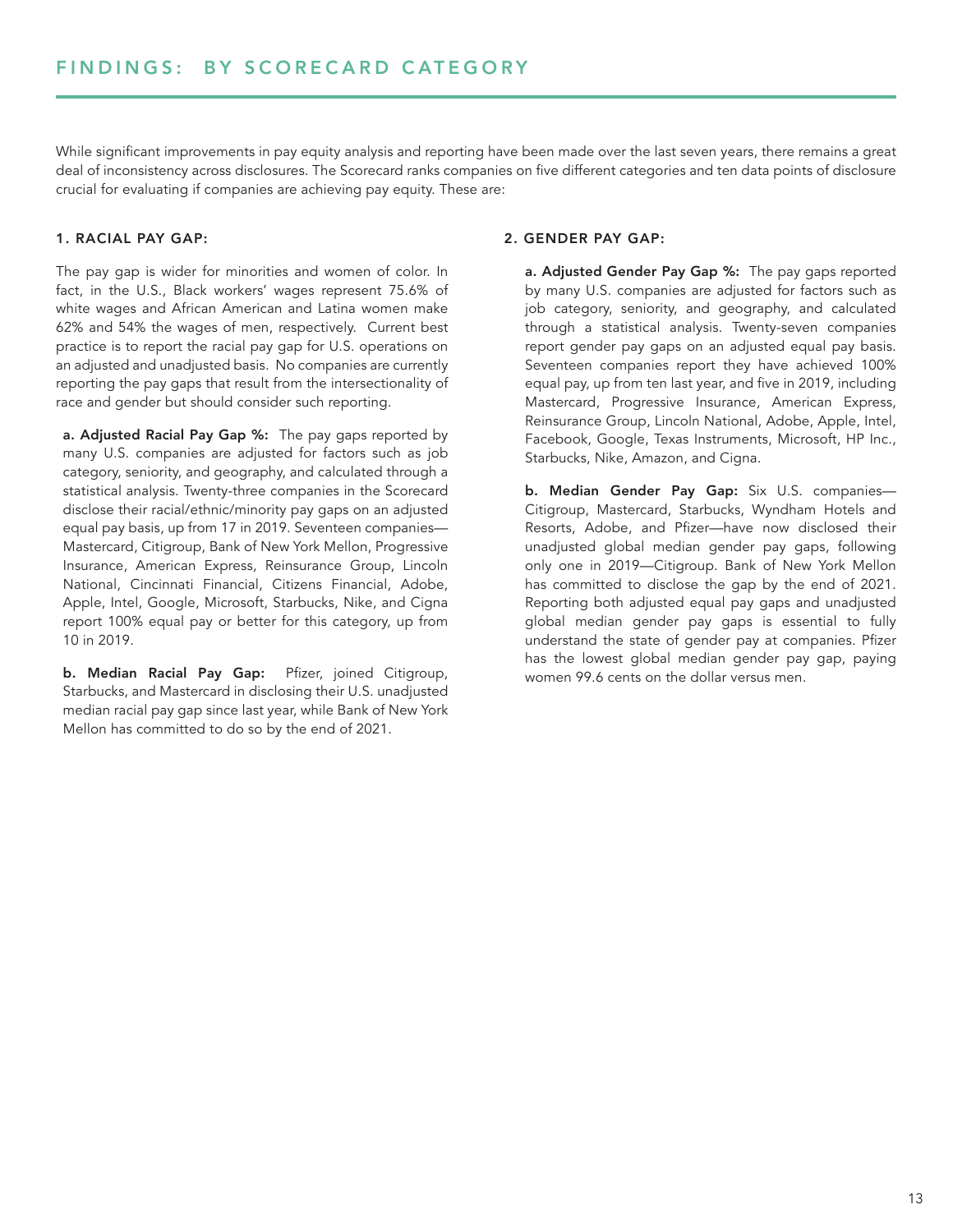# FINDINGS: BY SCORECARD CATEGORY

While significant improvements in pay equity analysis and reporting have been made over the last seven years, there remains a great deal of inconsistency across disclosures. The Scorecard ranks companies on five different categories and ten data points of disclosure crucial for evaluating if companies are achieving pay equity. These are:

### 1. RACIAL PAY GAP:

The pay gap is wider for minorities and women of color. In fact, in the U.S., Black workers' wages represent 75.6% of white wages and African American and Latina women make 62% and 54% the wages of men, respectively. Current best practice is to report the racial pay gap for U.S. operations on an adjusted and unadjusted basis. No companies are currently reporting the pay gaps that result from the intersectionality of race and gender but should consider such reporting.

**a. Adjusted Racial Pay Gap %:** The pay gaps reported by many U.S. companies are adjusted for factors such as job category, seniority, and geography, and calculated through a statistical analysis. Twenty-three companies in the Scorecard disclose their racial/ethnic/minority pay gaps on an adjusted equal pay basis, up from 17 in 2019. Seventeen companies—Mastercard, Citigroup, Bank of New York Mellon, Progressive Insurance, American Express, Reinsurance Group, Lincoln National, Cincinnati Financial, Citizens Financial, Adobe, Apple, Intel, Google, Microsoft, Starbucks, Nike, and Cigna report 100% equal pay or better for this category, up from 10 in 2019.

**b. Median Racial Pay Gap:** Pfizer, joined Citigroup, Starbucks, and Mastercard in disclosing their U.S. unadjusted median racial pay gap since last year, while Bank of New York Mellon has committed to do so by the end of 2021.

### 2. GENDER PAY GAP:

**a. Adjusted Gender Pay Gap %:** The pay gaps reported by many U.S. companies are adjusted for factors such as job category, seniority, and geography, and calculated through a statistical analysis. Twenty-seven companies report gender pay gaps on an adjusted equal pay basis. Seventeen companies report they have achieved 100% equal pay, up from ten last year, and five in 2019, including Mastercard, Progressive Insurance, American Express, Reinsurance Group, Lincoln National, Adobe, Apple, Intel, Facebook, Google, Texas Instruments, Microsoft, HP Inc., Starbucks, Nike, Amazon, and Cigna.

**b. Median Gender Pay Gap:** Six U.S. companies—Citigroup, Mastercard, Starbucks, Wyndham Hotels and Resorts, Adobe, and Pfizer—have now disclosed their unadjusted global median gender pay gaps, following only one in 2019—Citigroup. Bank of New York Mellon has committed to disclose the gap by the end of 2021. Reporting both adjusted equal pay gaps and unadjusted global median gender pay gaps is essential to fully understand the state of gender pay at companies. Pfizer has the lowest global median gender pay gap, paying women 99.6 cents on the dollar versus men.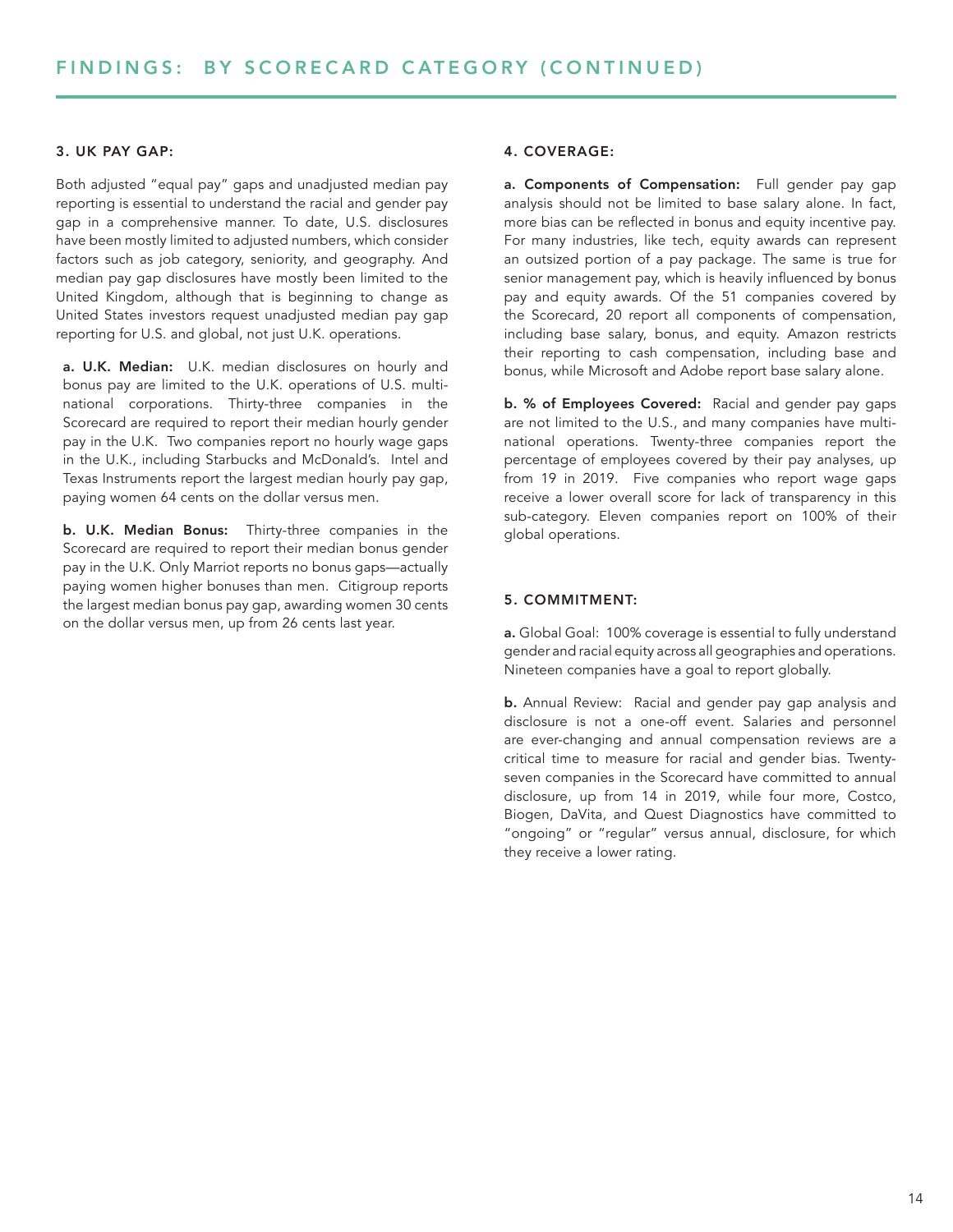## FINDINGS: BY SCORECARD CATEGORY (CONTINUED)

### 3. UK PAY GAP:

Both adjusted "equal pay" gaps and unadjusted median pay reporting is essential to understand the racial and gender pay gap in a comprehensive manner. To date, U.S. disclosures have been mostly limited to adjusted numbers, which consider factors such as job category, seniority, and geography. And median pay gap disclosures have mostly been limited to the United Kingdom, although that is beginning to change as United States investors request unadjusted median pay gap reporting for U.S. and global, not just U.K. operations.

**a. U.K. Median:** U.K. median disclosures on hourly and bonus pay are limited to the U.K. operations of U.S. multinational corporations. Thirty-three companies in the Scorecard are required to report their median hourly gender pay in the U.K. Two companies report no hourly wage gaps in the U.K., including Starbucks and McDonald's. Intel and Texas Instruments report the largest median hourly pay gap, paying women 64 cents on the dollar versus men.

**b. U.K. Median Bonus:** Thirty-three companies in the Scorecard are required to report their median bonus gender pay in the U.K. Only Marriot reports no bonus gaps—actually paying women higher bonuses than men. Citigroup reports the largest median bonus pay gap, awarding women 30 cents on the dollar versus men, up from 26 cents last year.

### 4. COVERAGE:

**a. Components of Compensation:** Full gender pay gap analysis should not be limited to base salary alone. In fact, more bias can be reflected in bonus and equity incentive pay. For many industries, like tech, equity awards can represent an outsized portion of a pay package. The same is true for senior management pay, which is heavily influenced by bonus pay and equity awards. Of the 51 companies covered by the Scorecard, 20 report all components of compensation, including base salary, bonus, and equity. Amazon restricts their reporting to cash compensation, including base and bonus, while Microsoft and Adobe report base salary alone.

**b. % of Employees Covered:** Racial and gender pay gaps are not limited to the U.S., and many companies have multinational operations. Twenty-three companies report the percentage of employees covered by their pay analyses, up from 19 in 2019. Five companies who report wage gaps receive a lower overall score for lack of transparency in this sub-category. Eleven companies report on 100% of their global operations.

### 5. COMMITMENT:

**a.** Global Goal: 100% coverage is essential to fully understand gender and racial equity across all geographies and operations. Nineteen companies have a goal to report globally.

**b.** Annual Review: Racial and gender pay gap analysis and disclosure is not a one-off event. Salaries and personnel are ever-changing and annual compensation reviews are a critical time to measure for racial and gender bias. Twenty-seven companies in the Scorecard have committed to annual disclosure, up from 14 in 2019, while four more, Costco, Biogen, DaVita, and Quest Diagnostics have committed to "ongoing" or "regular" versus annual, disclosure, for which they receive a lower rating.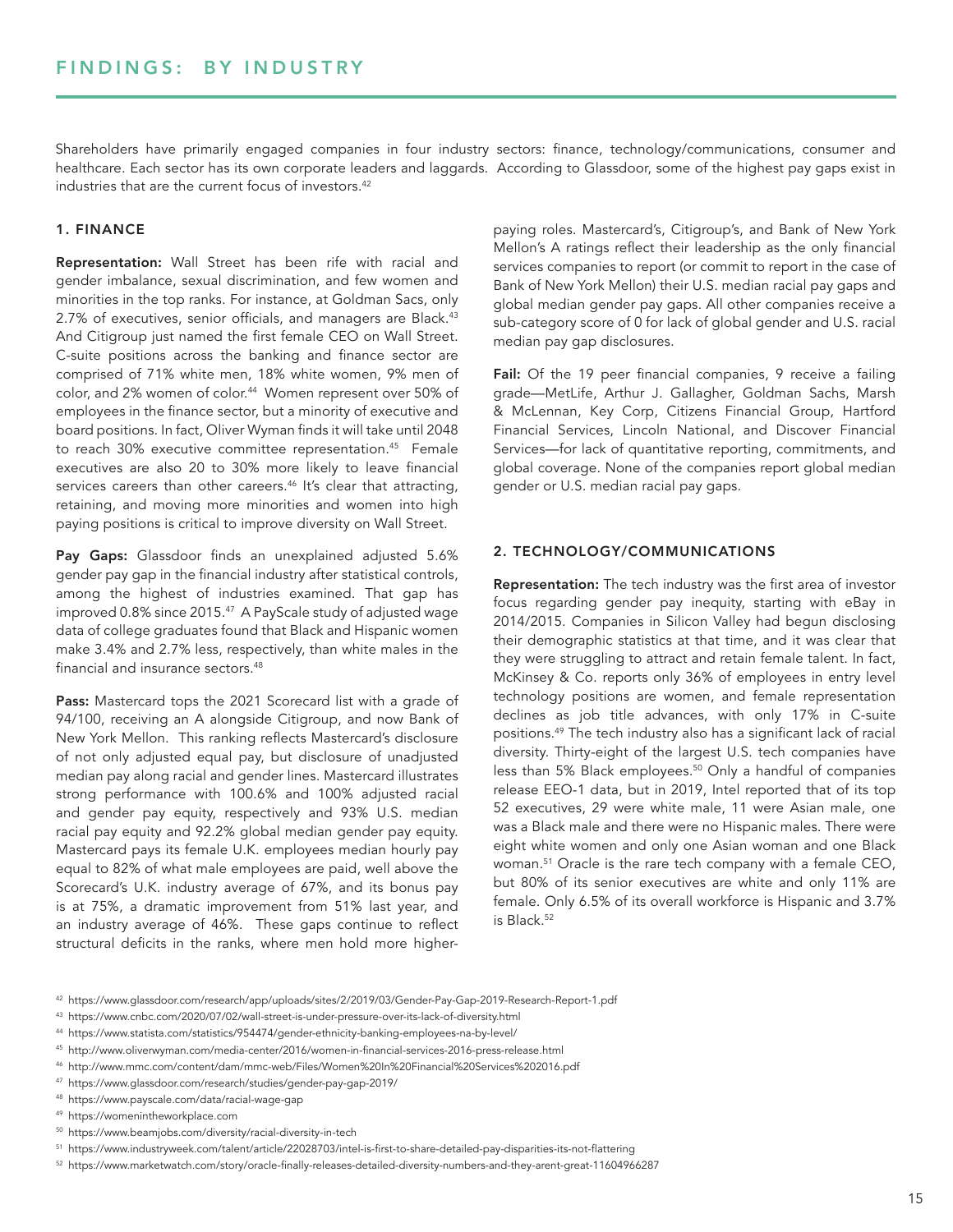## FINDINGS: BY INDUSTRY

Shareholders have primarily engaged companies in four industry sectors: finance, technology/communications, consumer and healthcare. Each sector has its own corporate leaders and laggards. According to Glassdoor, some of the highest pay gaps exist in industries that are the current focus of investors.[42]

### 1. FINANCE

**Representation:** Wall Street has been rife with racial and gender imbalance, sexual discrimination, and few women and minorities in the top ranks. For instance, at Goldman Sacs, only 2.7% of executives, senior officials, and managers are Black.[43] And Citigroup just named the first female CEO on Wall Street. C-suite positions across the banking and finance sector are comprised of 71% white men, 18% white women, 9% men of color, and 2% women of color.[44] Women represent over 50% of employees in the finance sector, but a minority of executive and board positions. In fact, Oliver Wyman finds it will take until 2048 to reach 30% executive committee representation.[45] Female executives are also 20 to 30% more likely to leave financial services careers than other careers.[46] It's clear that attracting, retaining, and moving more minorities and women into high paying positions is critical to improve diversity on Wall Street.

**Pay Gaps:** Glassdoor finds an unexplained adjusted 5.6% gender pay gap in the financial industry after statistical controls, among the highest of industries examined. That gap has improved 0.8% since 2015.[47] A PayScale study of adjusted wage data of college graduates found that Black and Hispanic women make 3.4% and 2.7% less, respectively, than white males in the financial and insurance sectors.[48]

**Pass:** Mastercard tops the 2021 Scorecard list with a grade of 94/100, receiving an A alongside Citigroup, and now Bank of New York Mellon. This ranking reflects Mastercard's disclosure of not only adjusted equal pay, but disclosure of unadjusted median pay along racial and gender lines. Mastercard illustrates strong performance with 100.6% and 100% adjusted racial and gender pay equity, respectively and 93% U.S. median racial pay equity and 92.2% global median gender pay equity. Mastercard pays its female U.K. employees median hourly pay equal to 82% of what male employees are paid, well above the Scorecard's U.K. industry average of 67%, and its bonus pay is at 75%, a dramatic improvement from 51% last year, and an industry average of 46%. These gaps continue to reflect structural deficits in the ranks, where men hold more higher-paying roles. Mastercard's, Citigroup's, and Bank of New York Mellon's A ratings reflect their leadership as the only financial services companies to report (or commit to report in the case of Bank of New York Mellon) their U.S. median racial pay gaps and global median gender pay gaps. All other companies receive a sub-category score of 0 for lack of global gender and U.S. racial median pay gap disclosures.

**Fail:** Of the 19 peer financial companies, 9 receive a failing grade—MetLife, Arthur J. Gallagher, Goldman Sachs, Marsh & McLennan, Key Corp, Citizens Financial Group, Hartford Financial Services, Lincoln National, and Discover Financial Services—for lack of quantitative reporting, commitments, and global coverage. None of the companies report global median gender or U.S. median racial pay gaps.

### 2. TECHNOLOGY/COMMUNICATIONS

**Representation:** The tech industry was the first area of investor focus regarding gender pay inequity, starting with eBay in 2014/2015. Companies in Silicon Valley had begun disclosing their demographic statistics at that time, and it was clear that they were struggling to attract and retain female talent. In fact, McKinsey & Co. reports only 36% of employees in entry level technology positions are women, and female representation declines as job title advances, with only 17% in C-suite positions.[49] The tech industry also has a significant lack of racial diversity. Thirty-eight of the largest U.S. tech companies have less than 5% Black employees.[50] Only a handful of companies release EEO-1 data, but in 2019, Intel reported that of its top 52 executives, 29 were white male, 11 were Asian male, one was a Black male and there were no Hispanic males. There were eight white women and only one Asian woman and one Black woman.[51] Oracle is the rare tech company with a female CEO, but 80% of its senior executives are white and only 11% are female. Only 6.5% of its overall workforce is Hispanic and 3.7% is Black.[52]

---

[42] https://www.glassdoor.com/research/app/uploads/sites/2/2019/03/Gender-Pay-Gap-2019-Research-Report-1.pdf

[43] https://www.cnbc.com/2020/07/02/wall-street-is-under-pressure-over-its-lack-of-diversity.html

[44] https://www.statista.com/statistics/954474/gender-ethnicity-banking-employees-na-by-level/

[45] http://www.oliverwyman.com/media-center/2016/women-in-financial-services-2016-press-release.html

[46] http://www.mmc.com/content/dam/mmc-web/Files/Women%20In%20Financial%20Services%202016.pdf

[47] https://www.glassdoor.com/research/studies/gender-pay-gap-2019/

[48] https://www.payscale.com/data/racial-wage-gap

[49] https://womenintheworkplace.com

[50] https://www.beamjobs.com/diversity/racial-diversity-in-tech

[51] https://www.industryweek.com/talent/article/22028703/intel-is-first-to-share-detailed-pay-disparities-its-not-flattering

[52] https://www.marketwatch.com/story/oracle-finally-releases-detailed-diversity-numbers-and-they-arent-great-11604966287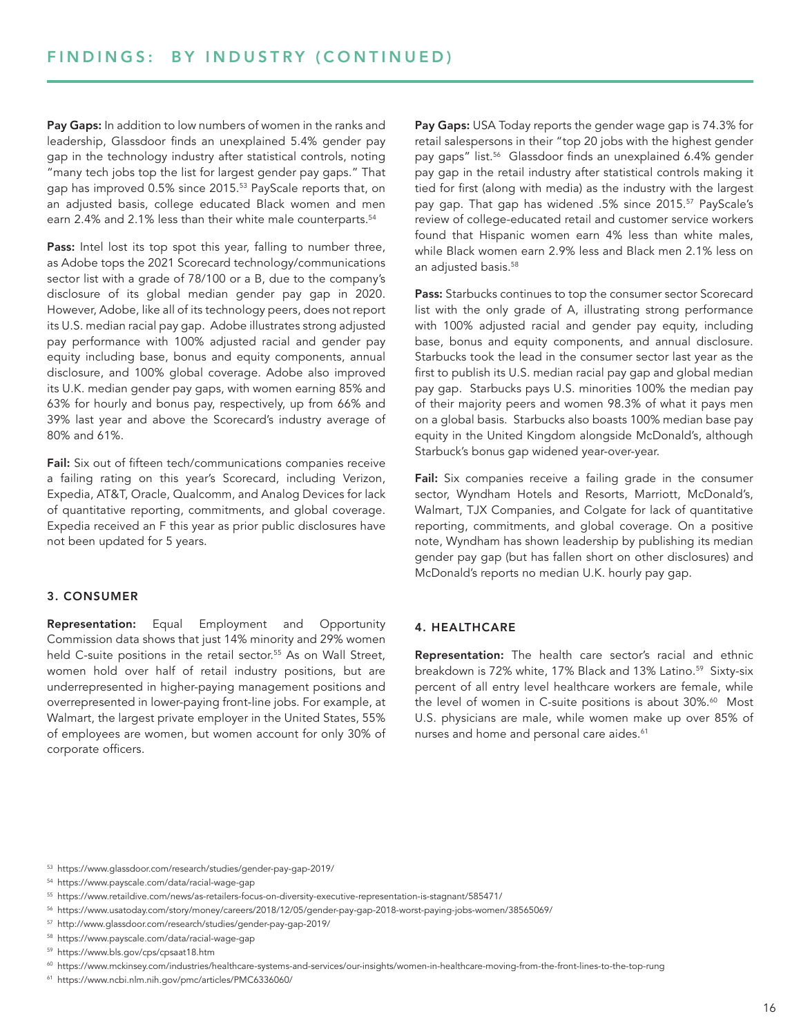## FINDINGS: BY INDUSTRY (CONTINUED)

**Pay Gaps:** In addition to low numbers of women in the ranks and leadership, Glassdoor finds an unexplained 5.4% gender pay gap in the technology industry after statistical controls, noting "many tech jobs top the list for largest gender pay gaps." That gap has improved 0.5% since 2015.[53] PayScale reports that, on an adjusted basis, college educated Black women and men earn 2.4% and 2.1% less than their white male counterparts.[54]

**Pass:** Intel lost its top spot this year, falling to number three, as Adobe tops the 2021 Scorecard technology/communications sector list with a grade of 78/100 or a B, due to the company's disclosure of its global median gender pay gap in 2020. However, Adobe, like all of its technology peers, does not report its U.S. median racial pay gap. Adobe illustrates strong adjusted pay performance with 100% adjusted racial and gender pay equity including base, bonus and equity components, annual disclosure, and 100% global coverage. Adobe also improved its U.K. median gender pay gaps, with women earning 85% and 63% for hourly and bonus pay, respectively, up from 66% and 39% last year and above the Scorecard's industry average of 80% and 61%.

**Fail:** Six out of fifteen tech/communications companies receive a failing rating on this year's Scorecard, including Verizon, Expedia, AT&T, Oracle, Qualcomm, and Analog Devices for lack of quantitative reporting, commitments, and global coverage. Expedia received an F this year as prior public disclosures have not been updated for 5 years.

### 3. CONSUMER

**Representation:** Equal Employment and Opportunity Commission data shows that just 14% minority and 29% women held C-suite positions in the retail sector.[55] As on Wall Street, women hold over half of retail industry positions, but are underrepresented in higher-paying management positions and overrepresented in lower-paying front-line jobs. For example, at Walmart, the largest private employer in the United States, 55% of employees are women, but women account for only 30% of corporate officers.

**Pay Gaps:** USA Today reports the gender wage gap is 74.3% for retail salespersons in their "top 20 jobs with the highest gender pay gaps" list.[56] Glassdoor finds an unexplained 6.4% gender pay gap in the retail industry after statistical controls making it tied for first (along with media) as the industry with the largest pay gap. That gap has widened .5% since 2015.[57] PayScale's review of college-educated retail and customer service workers found that Hispanic women earn 4% less than white males, while Black women earn 2.9% less and Black men 2.1% less on an adjusted basis.[58]

**Pass:** Starbucks continues to top the consumer sector Scorecard list with the only grade of A, illustrating strong performance with 100% adjusted racial and gender pay equity, including base, bonus and equity components, and annual disclosure. Starbucks took the lead in the consumer sector last year as the first to publish its U.S. median racial pay gap and global median pay gap. Starbucks pays U.S. minorities 100% the median pay of their majority peers and women 98.3% of what it pays men on a global basis. Starbucks also boasts 100% median base pay equity in the United Kingdom alongside McDonald's, although Starbuck's bonus gap widened year-over-year.

**Fail:** Six companies receive a failing grade in the consumer sector, Wyndham Hotels and Resorts, Marriott, McDonald's, Walmart, TJX Companies, and Colgate for lack of quantitative reporting, commitments, and global coverage. On a positive note, Wyndham has shown leadership by publishing its median gender pay gap (but has fallen short on other disclosures) and McDonald's reports no median U.K. hourly pay gap.

### 4. HEALTHCARE

**Representation:** The health care sector's racial and ethnic breakdown is 72% white, 17% Black and 13% Latino.[59] Sixty-six percent of all entry level healthcare workers are female, while the level of women in C-suite positions is about 30%.[60] Most U.S. physicians are male, while women make up over 85% of nurses and home and personal care aides.[61]

---

[53] https://www.glassdoor.com/research/studies/gender-pay-gap-2019/

[54] https://www.payscale.com/data/racial-wage-gap

[55] https://www.retaildive.com/news/as-retailers-focus-on-diversity-executive-representation-is-stagnant/585471/

[56] https://www.usatoday.com/story/money/careers/2018/12/05/gender-pay-gap-2018-worst-paying-jobs-women/38565069/

[57] http://www.glassdoor.com/research/studies/gender-pay-gap-2019/

[58] https://www.payscale.com/data/racial-wage-gap

[59] https://www.bls.gov/cps/cpsaat18.htm

[60] https://www.mckinsey.com/industries/healthcare-systems-and-services/our-insights/women-in-healthcare-moving-from-the-front-lines-to-the-top-rung

[61] https://www.ncbi.nlm.nih.gov/pmc/articles/PMC6336060/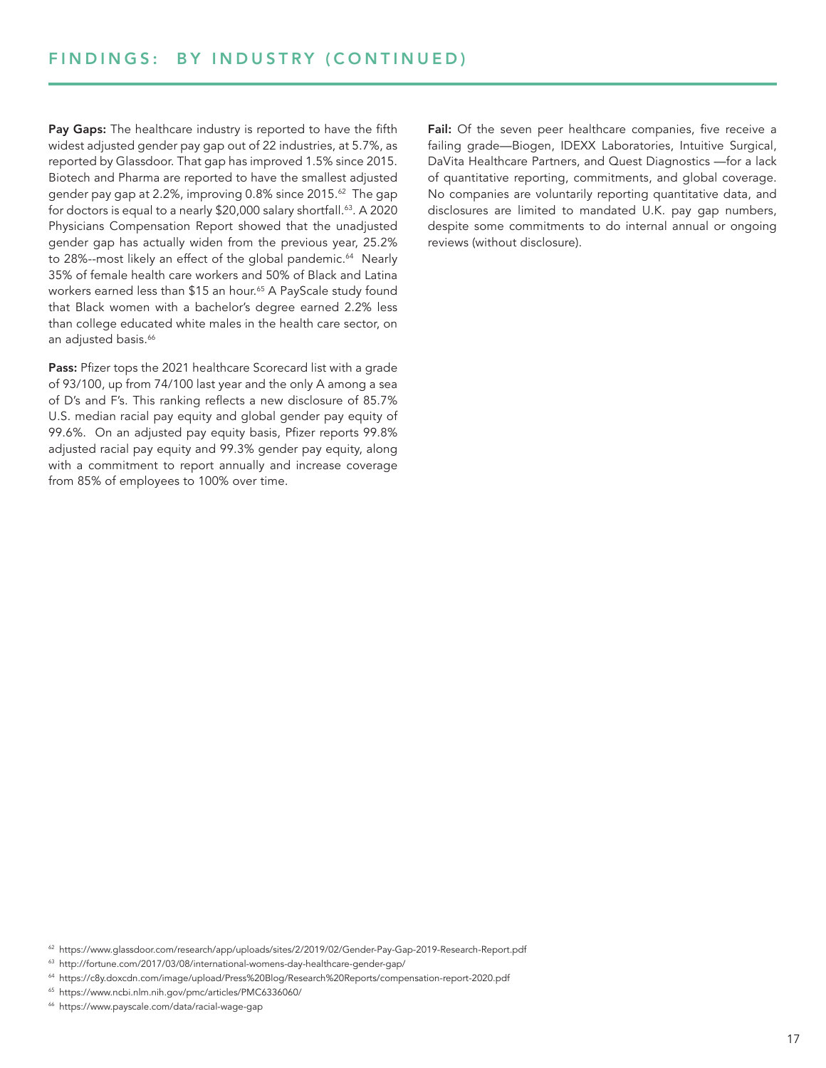## FINDINGS: BY INDUSTRY (CONTINUED)

**Pay Gaps:** The healthcare industry is reported to have the fifth widest adjusted gender pay gap out of 22 industries, at 5.7%, as reported by Glassdoor. That gap has improved 1.5% since 2015. Biotech and Pharma are reported to have the smallest adjusted gender pay gap at 2.2%, improving 0.8% since 2015.[62] The gap for doctors is equal to a nearly $20,000 salary shortfall.[63]. A 2020 Physicians Compensation Report showed that the unadjusted gender gap has actually widen from the previous year, 25.2% to 28%--most likely an effect of the global pandemic.[64] Nearly 35% of female health care workers and 50% of Black and Latina workers earned less than $15 an hour.[65] A PayScale study found that Black women with a bachelor's degree earned 2.2% less than college educated white males in the health care sector, on an adjusted basis.[66]

**Pass:** Pfizer tops the 2021 healthcare Scorecard list with a grade of 93/100, up from 74/100 last year and the only A among a sea of D's and F's. This ranking reflects a new disclosure of 85.7% U.S. median racial pay equity and global gender pay equity of 99.6%. On an adjusted pay equity basis, Pfizer reports 99.8% adjusted racial pay equity and 99.3% gender pay equity, along with a commitment to report annually and increase coverage from 85% of employees to 100% over time.

**Fail:** Of the seven peer healthcare companies, five receive a failing grade—Biogen, IDEXX Laboratories, Intuitive Surgical, DaVita Healthcare Partners, and Quest Diagnostics —for a lack of quantitative reporting, commitments, and global coverage. No companies are voluntarily reporting quantitative data, and disclosures are limited to mandated U.K. pay gap numbers, despite some commitments to do internal annual or ongoing reviews (without disclosure).

[62] https://www.glassdoor.com/research/app/uploads/sites/2/2019/02/Gender-Pay-Gap-2019-Research-Report.pdf

[63] http://fortune.com/2017/03/08/international-womens-day-healthcare-gender-gap/

[64] https://c8y.doxcdn.com/image/upload/Press%20Blog/Research%20Reports/compensation-report-2020.pdf

[65] https://www.ncbi.nlm.nih.gov/pmc/articles/PMC6336060/

[66] https://www.payscale.com/data/racial-wage-gap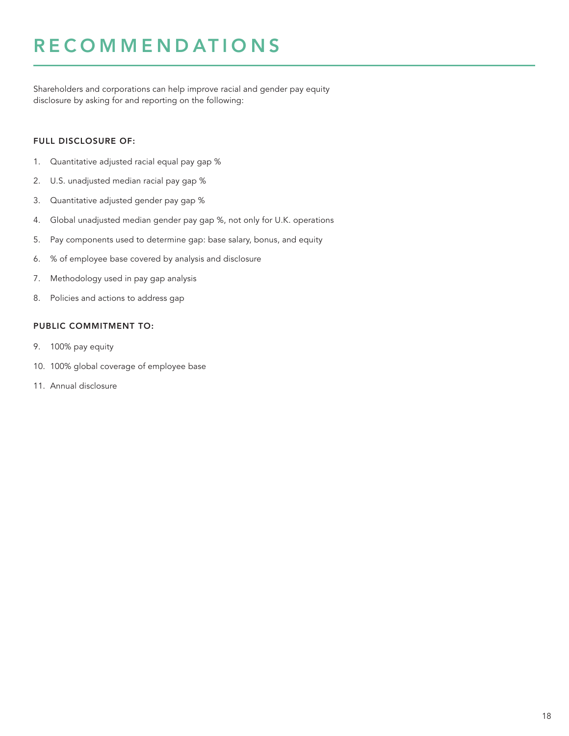# RECOMMENDATIONS

Shareholders and corporations can help improve racial and gender pay equity disclosure by asking for and reporting on the following:

### FULL DISCLOSURE OF:

1. Quantitative adjusted racial equal pay gap %
2. U.S. unadjusted median racial pay gap %
3. Quantitative adjusted gender pay gap %
4. Global unadjusted median gender pay gap %, not only for U.K. operations
5. Pay components used to determine gap: base salary, bonus, and equity
6. % of employee base covered by analysis and disclosure
7. Methodology used in pay gap analysis
8. Policies and actions to address gap

### PUBLIC COMMITMENT TO:

9. 100% pay equity
10. 100% global coverage of employee base
11. Annual disclosure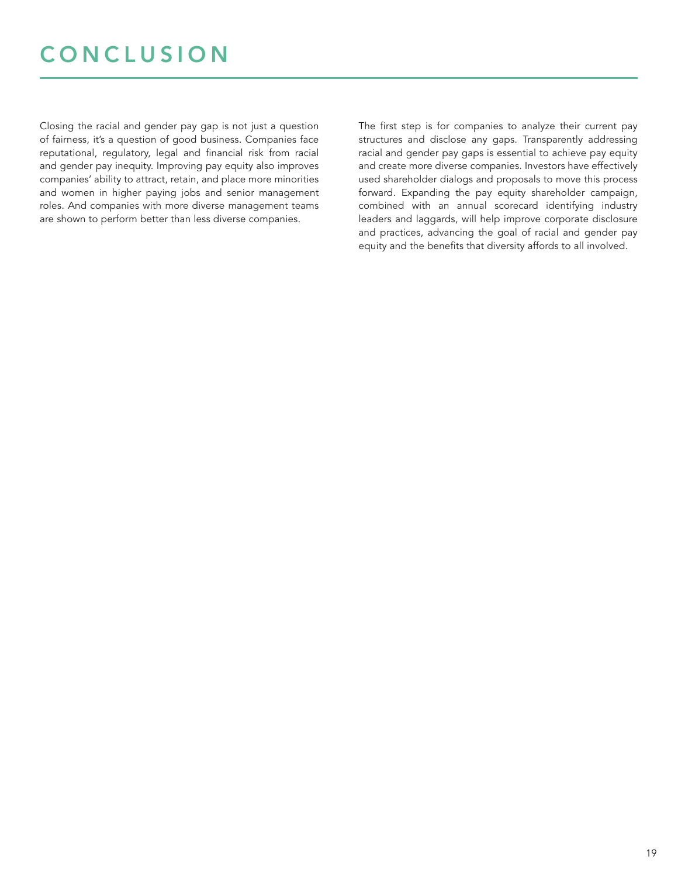# CONCLUSION

Closing the racial and gender pay gap is not just a question of fairness, it's a question of good business. Companies face reputational, regulatory, legal and financial risk from racial and gender pay inequity. Improving pay equity also improves companies' ability to attract, retain, and place more minorities and women in higher paying jobs and senior management roles. And companies with more diverse management teams are shown to perform better than less diverse companies.

The first step is for companies to analyze their current pay structures and disclose any gaps. Transparently addressing racial and gender pay gaps is essential to achieve pay equity and create more diverse companies. Investors have effectively used shareholder dialogs and proposals to move this process forward. Expanding the pay equity shareholder campaign, combined with an annual scorecard identifying industry leaders and laggards, will help improve corporate disclosure and practices, advancing the goal of racial and gender pay equity and the benefits that diversity affords to all involved.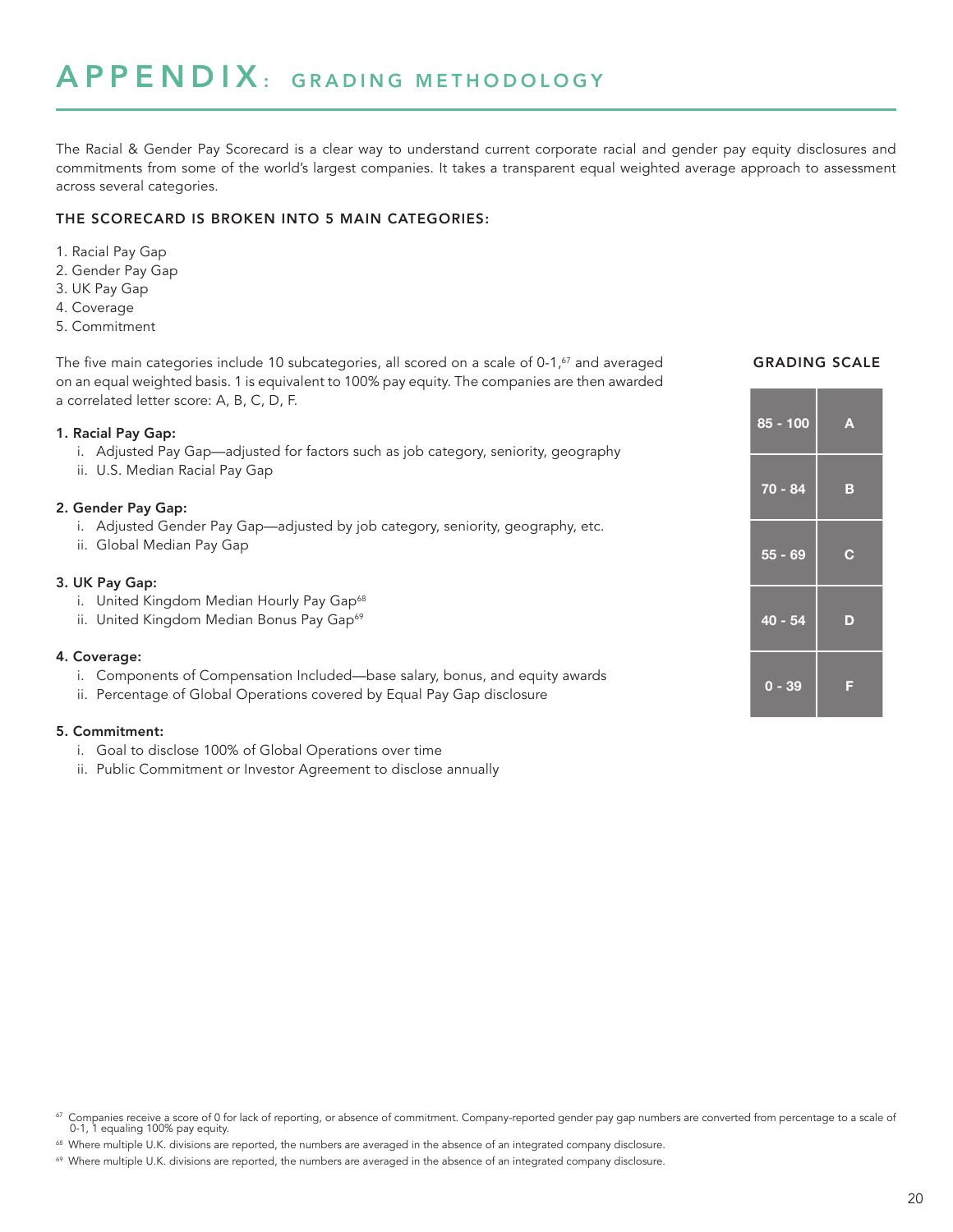# APPENDIX: GRADING METHODOLOGY

The Racial & Gender Pay Scorecard is a clear way to understand current corporate racial and gender pay equity disclosures and commitments from some of the world's largest companies. It takes a transparent equal weighted average approach to assessment across several categories.

### THE SCORECARD IS BROKEN INTO 5 MAIN CATEGORIES:

1. Racial Pay Gap
2. Gender Pay Gap
3. UK Pay Gap
4. Coverage
5. Commitment

The five main categories include 10 subcategories, all scored on a scale of 0-1,[67] and averaged on an equal weighted basis. 1 is equivalent to 100% pay equity. The companies are then awarded a correlated letter score: A, B, C, D, F.

**1. Racial Pay Gap:**

i. Adjusted Pay Gap—adjusted for factors such as job category, seniority, geography
ii. U.S. Median Racial Pay Gap

**2. Gender Pay Gap:**

i. Adjusted Gender Pay Gap—adjusted by job category, seniority, geography, etc.
ii. Global Median Pay Gap

**3. UK Pay Gap:**

i. United Kingdom Median Hourly Pay Gap[68]
ii. United Kingdom Median Bonus Pay Gap[69]

**4. Coverage:**

i. Components of Compensation Included—base salary, bonus, and equity awards
ii. Percentage of Global Operations covered by Equal Pay Gap disclosure

**5. Commitment:**

i. Goal to disclose 100% of Global Operations over time
ii. Public Commitment or Investor Agreement to disclose annually

### GRADING SCALE

| Score | Grade |
|---|---|
| 85 - 100 | A |
| 70 - 84 | B |
| 55 - 69 | C |
| 40 - 54 | D |
| 0 - 39 | F |

[67] Companies receive a score of 0 for lack of reporting, or absence of commitment. Company-reported gender pay gap numbers are converted from percentage to a scale of 0-1, 1 equaling 100% pay equity.

[68] Where multiple U.K. divisions are reported, the numbers are averaged in the absence of an integrated company disclosure.

[69] Where multiple U.K. divisions are reported, the numbers are averaged in the absence of an integrated company disclosure.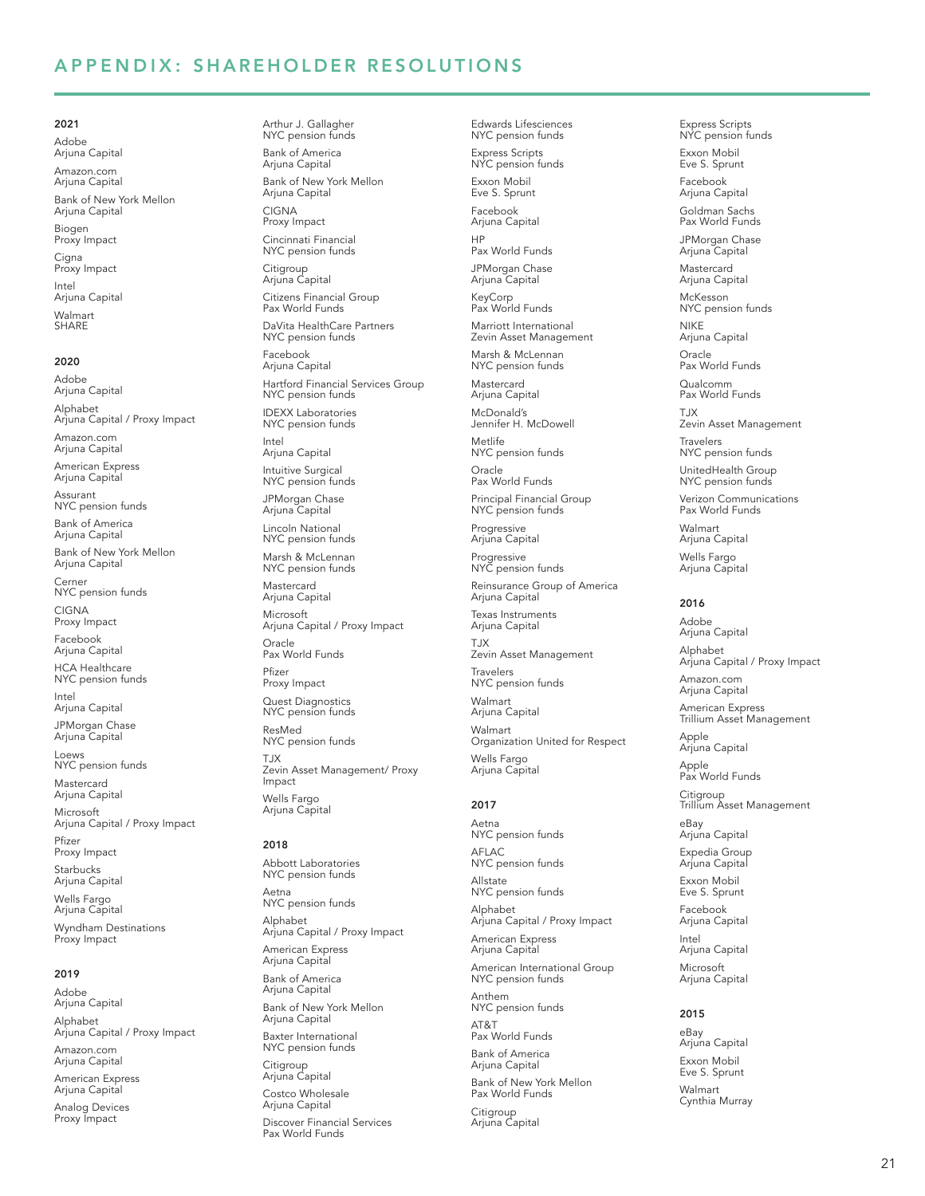# APPENDIX: SHAREHOLDER RESOLUTIONS

### 2021

Adobe
Arjuna Capital

Amazon.com
Arjuna Capital

Bank of New York Mellon
Arjuna Capital

Biogen
Proxy Impact

Cigna
Proxy Impact

Intel
Arjuna Capital

Walmart
SHARE

### 2020

Adobe
Arjuna Capital

Alphabet
Arjuna Capital / Proxy Impact

Amazon.com
Arjuna Capital

American Express
Arjuna Capital

Assurant
NYC pension funds

Bank of America
Arjuna Capital

Bank of New York Mellon
Arjuna Capital

Cerner
NYC pension funds

CIGNA
Proxy Impact

Facebook
Arjuna Capital

HCA Healthcare
NYC pension funds

Intel
Arjuna Capital

JPMorgan Chase
Arjuna Capital

Loews
NYC pension funds

Mastercard
Arjuna Capital

Microsoft
Arjuna Capital / Proxy Impact

Pfizer
Proxy Impact

Starbucks
Arjuna Capital

Wells Fargo
Arjuna Capital

Wyndham Destinations
Proxy Impact

### 2019

Adobe
Arjuna Capital

Alphabet
Arjuna Capital / Proxy Impact

Amazon.com
Arjuna Capital

American Express
Arjuna Capital

Analog Devices
Proxy Impact

Arthur J. Gallagher
NYC pension funds

Bank of America
Arjuna Capital

Bank of New York Mellon
Arjuna Capital

CIGNA
Proxy Impact

Cincinnati Financial
NYC pension funds

Citigroup
Arjuna Capital

Citizens Financial Group
Pax World Funds

DaVita HealthCare Partners
NYC pension funds

Facebook
Arjuna Capital

Hartford Financial Services Group
NYC pension funds

IDEXX Laboratories
NYC pension funds

Intel
Arjuna Capital

Intuitive Surgical
NYC pension funds

JPMorgan Chase
Arjuna Capital

Lincoln National
NYC pension funds

Marsh & McLennan
NYC pension funds

Mastercard
Arjuna Capital

Microsoft
Arjuna Capital / Proxy Impact

Oracle
Pax World Funds

Pfizer
Proxy Impact

Quest Diagnostics
NYC pension funds

ResMed
NYC pension funds

TJX
Zevin Asset Management/ Proxy Impact

Wells Fargo
Arjuna Capital

### 2018

Abbott Laboratories
NYC pension funds

Aetna
NYC pension funds

Alphabet
Arjuna Capital / Proxy Impact

American Express
Arjuna Capital

Bank of America
Arjuna Capital

Bank of New York Mellon
Arjuna Capital

Baxter International
NYC pension funds

Citigroup
Arjuna Capital

Costco Wholesale
Arjuna Capital

Discover Financial Services
Pax World Funds

Edwards Lifesciences
NYC pension funds

Express Scripts
NYC pension funds

Exxon Mobil
Eve S. Sprunt

Facebook
Arjuna Capital

HP
Pax World Funds

JPMorgan Chase
Arjuna Capital

KeyCorp
Pax World Funds

Marriott International
Zevin Asset Management

Marsh & McLennan
NYC pension funds

Mastercard
Arjuna Capital

McDonald's
Jennifer H. McDowell

Metlife
NYC pension funds

Oracle
Pax World Funds

Principal Financial Group
NYC pension funds

Progressive
Arjuna Capital

Progressive
NYC pension funds

Reinsurance Group of America
Arjuna Capital

Texas Instruments
Arjuna Capital

TJX
Zevin Asset Management

Travelers
NYC pension funds

Walmart
Arjuna Capital

Walmart
Organization United for Respect

Wells Fargo
Arjuna Capital

### 2017

Aetna
NYC pension funds

AFLAC
NYC pension funds

Allstate
NYC pension funds

Alphabet
Arjuna Capital / Proxy Impact

American Express
Arjuna Capital

American International Group
NYC pension funds

Anthem
NYC pension funds

AT&T
Pax World Funds

Bank of America
Arjuna Capital

Bank of New York Mellon
Pax World Funds

Citigroup
Arjuna Capital

Express Scripts
NYC pension funds

Exxon Mobil
Eve S. Sprunt

Facebook
Arjuna Capital

Goldman Sachs
Pax World Funds

JPMorgan Chase
Arjuna Capital

Mastercard
Arjuna Capital

McKesson
NYC pension funds

NIKE
Arjuna Capital

Oracle
Pax World Funds

Qualcomm
Pax World Funds

TJX
Zevin Asset Management

Travelers
NYC pension funds

UnitedHealth Group
NYC pension funds

Verizon Communications
Pax World Funds

Walmart
Arjuna Capital

Wells Fargo
Arjuna Capital

### 2016

Adobe
Arjuna Capital

Alphabet
Arjuna Capital / Proxy Impact

Amazon.com
Arjuna Capital

American Express
Trillium Asset Management

Apple
Arjuna Capital

Apple
Pax World Funds

Citigroup
Trillium Asset Management

eBay
Arjuna Capital

Expedia Group
Arjuna Capital

Exxon Mobil
Eve S. Sprunt

Facebook
Arjuna Capital

Intel
Arjuna Capital

Microsoft
Arjuna Capital

### 2015

eBay
Arjuna Capital

Exxon Mobil
Eve S. Sprunt

Walmart
Cynthia Murray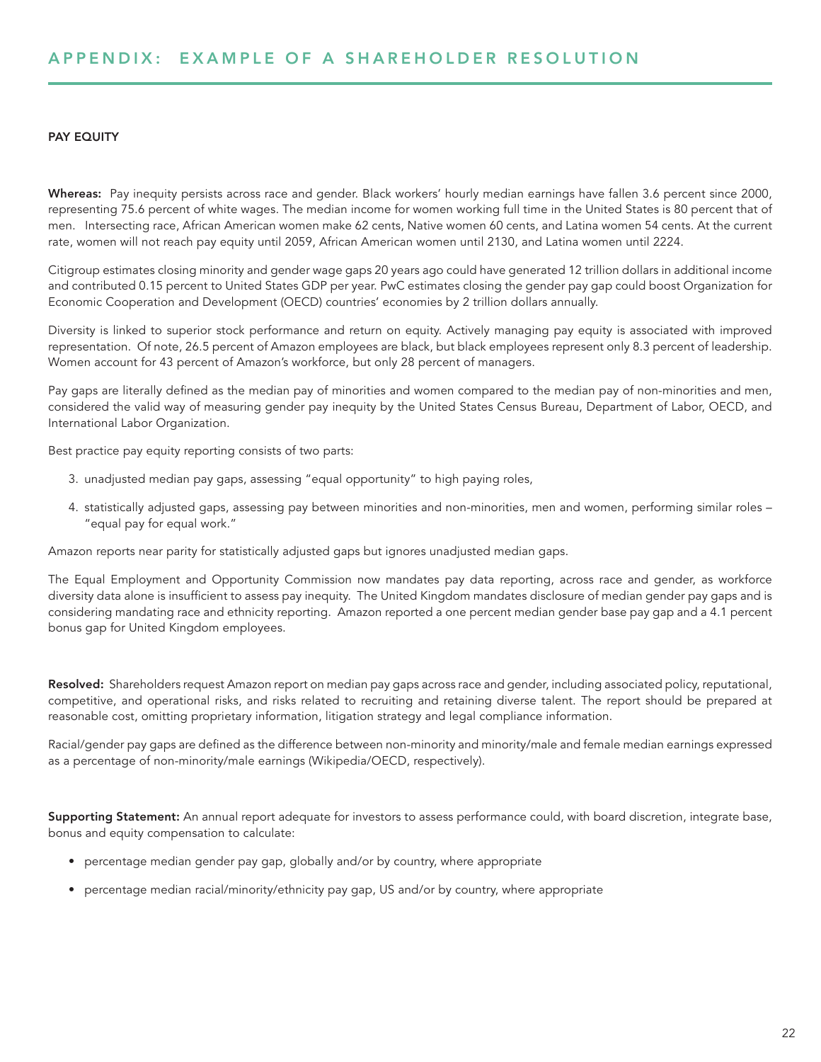# APPENDIX: EXAMPLE OF A SHAREHOLDER RESOLUTION

**PAY EQUITY**

**Whereas:** Pay inequity persists across race and gender. Black workers' hourly median earnings have fallen 3.6 percent since 2000, representing 75.6 percent of white wages. The median income for women working full time in the United States is 80 percent that of men. Intersecting race, African American women make 62 cents, Native women 60 cents, and Latina women 54 cents. At the current rate, women will not reach pay equity until 2059, African American women until 2130, and Latina women until 2224.

Citigroup estimates closing minority and gender wage gaps 20 years ago could have generated 12 trillion dollars in additional income and contributed 0.15 percent to United States GDP per year. PwC estimates closing the gender pay gap could boost Organization for Economic Cooperation and Development (OECD) countries' economies by 2 trillion dollars annually.

Diversity is linked to superior stock performance and return on equity. Actively managing pay equity is associated with improved representation. Of note, 26.5 percent of Amazon employees are black, but black employees represent only 8.3 percent of leadership. Women account for 43 percent of Amazon's workforce, but only 28 percent of managers.

Pay gaps are literally defined as the median pay of minorities and women compared to the median pay of non-minorities and men, considered the valid way of measuring gender pay inequity by the United States Census Bureau, Department of Labor, OECD, and International Labor Organization.

Best practice pay equity reporting consists of two parts:

3. unadjusted median pay gaps, assessing "equal opportunity" to high paying roles,
4. statistically adjusted gaps, assessing pay between minorities and non-minorities, men and women, performing similar roles – "equal pay for equal work."

Amazon reports near parity for statistically adjusted gaps but ignores unadjusted median gaps.

The Equal Employment and Opportunity Commission now mandates pay data reporting, across race and gender, as workforce diversity data alone is insufficient to assess pay inequity. The United Kingdom mandates disclosure of median gender pay gaps and is considering mandating race and ethnicity reporting. Amazon reported a one percent median gender base pay gap and a 4.1 percent bonus gap for United Kingdom employees.

**Resolved:** Shareholders request Amazon report on median pay gaps across race and gender, including associated policy, reputational, competitive, and operational risks, and risks related to recruiting and retaining diverse talent. The report should be prepared at reasonable cost, omitting proprietary information, litigation strategy and legal compliance information.

Racial/gender pay gaps are defined as the difference between non-minority and minority/male and female median earnings expressed as a percentage of non-minority/male earnings (Wikipedia/OECD, respectively).

**Supporting Statement:** An annual report adequate for investors to assess performance could, with board discretion, integrate base, bonus and equity compensation to calculate:

- percentage median gender pay gap, globally and/or by country, where appropriate
- percentage median racial/minority/ethnicity pay gap, US and/or by country, where appropriate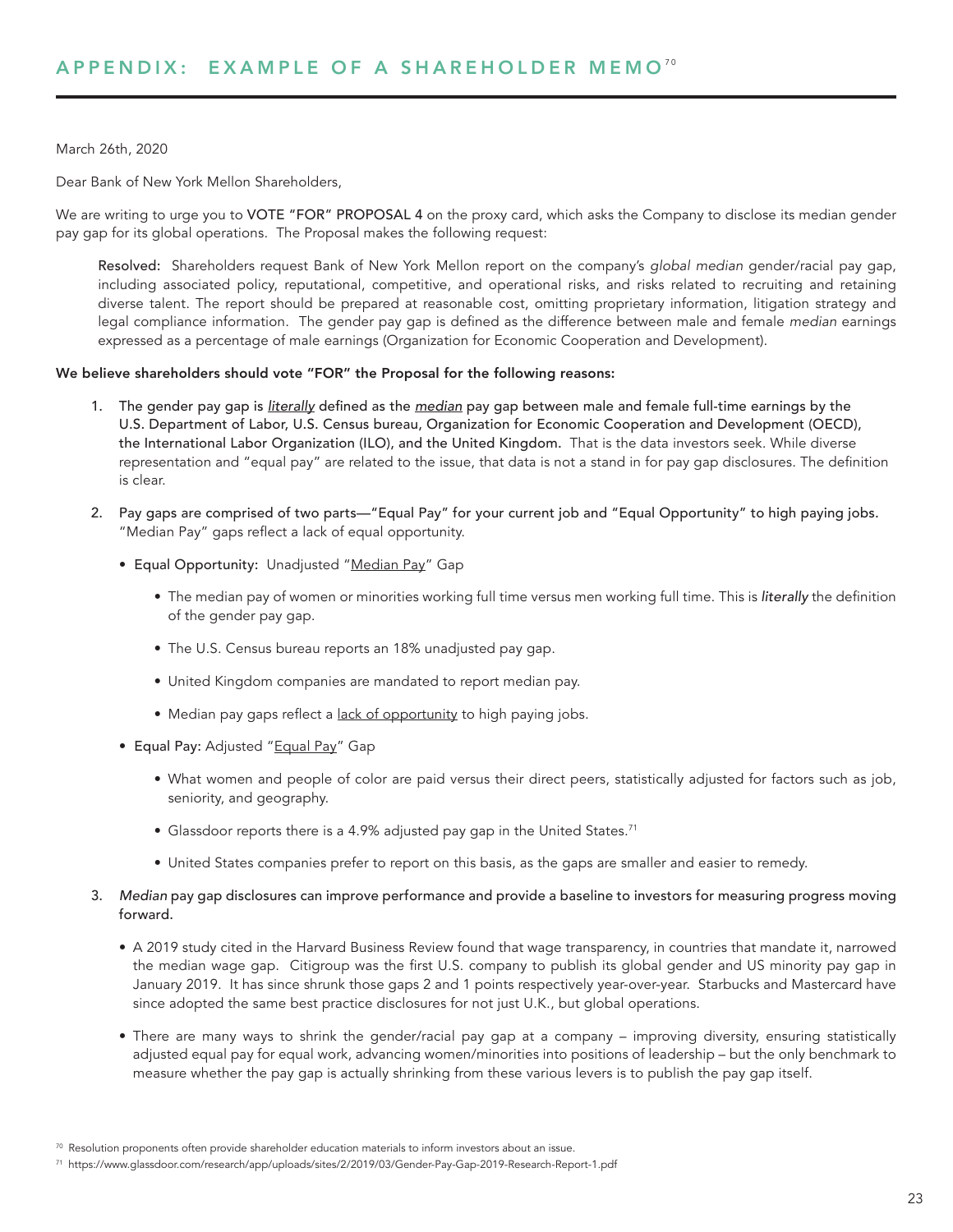## APPENDIX: EXAMPLE OF A SHAREHOLDER MEMO[70]

March 26th, 2020

Dear Bank of New York Mellon Shareholders,

We are writing to urge you to VOTE "FOR" PROPOSAL 4 on the proxy card, which asks the Company to disclose its median gender pay gap for its global operations. The Proposal makes the following request:

> Resolved: Shareholders request Bank of New York Mellon report on the company's *global median* gender/racial pay gap, including associated policy, reputational, competitive, and operational risks, and risks related to recruiting and retaining diverse talent. The report should be prepared at reasonable cost, omitting proprietary information, litigation strategy and legal compliance information. The gender pay gap is defined as the difference between male and female *median* earnings expressed as a percentage of male earnings (Organization for Economic Cooperation and Development).

**We believe shareholders should vote "FOR" the Proposal for the following reasons:**

1. The gender pay gap is *literally* defined as the *median* pay gap between male and female full-time earnings by the U.S. Department of Labor, U.S. Census bureau, Organization for Economic Cooperation and Development (OECD), the International Labor Organization (ILO), and the United Kingdom. That is the data investors seek. While diverse representation and "equal pay" are related to the issue, that data is not a stand in for pay gap disclosures. The definition is clear.

2. Pay gaps are comprised of two parts—"Equal Pay" for your current job and "Equal Opportunity" to high paying jobs. "Median Pay" gaps reflect a lack of equal opportunity.

   - Equal Opportunity: Unadjusted "Median Pay" Gap
     - The median pay of women or minorities working full time versus men working full time. This is *literally* the definition of the gender pay gap.
     - The U.S. Census bureau reports an 18% unadjusted pay gap.
     - United Kingdom companies are mandated to report median pay.
     - Median pay gaps reflect a lack of opportunity to high paying jobs.
   - Equal Pay: Adjusted "Equal Pay" Gap
     - What women and people of color are paid versus their direct peers, statistically adjusted for factors such as job, seniority, and geography.
     - Glassdoor reports there is a 4.9% adjusted pay gap in the United States.[71]
     - United States companies prefer to report on this basis, as the gaps are smaller and easier to remedy.

3. *Median* pay gap disclosures can improve performance and provide a baseline to investors for measuring progress moving forward.

   - A 2019 study cited in the Harvard Business Review found that wage transparency, in countries that mandate it, narrowed the median wage gap. Citigroup was the first U.S. company to publish its global gender and US minority pay gap in January 2019. It has since shrunk those gaps 2 and 1 points respectively year-over-year. Starbucks and Mastercard have since adopted the same best practice disclosures for not just U.K., but global operations.
   - There are many ways to shrink the gender/racial pay gap at a company – improving diversity, ensuring statistically adjusted equal pay for equal work, advancing women/minorities into positions of leadership – but the only benchmark to measure whether the pay gap is actually shrinking from these various levers is to publish the pay gap itself.

[70] Resolution proponents often provide shareholder education materials to inform investors about an issue.

[71] https://www.glassdoor.com/research/app/uploads/sites/2/2019/03/Gender-Pay-Gap-2019-Research-Report-1.pdf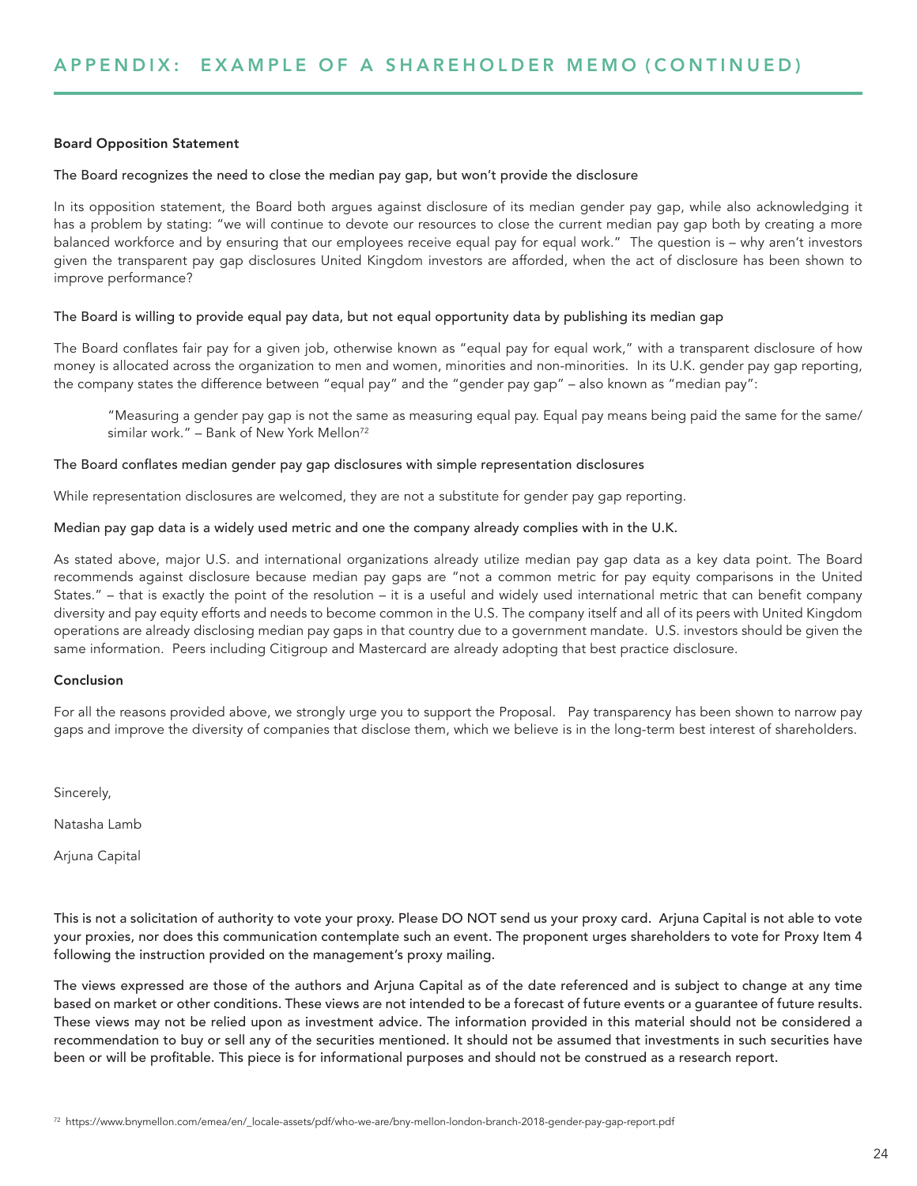## APPENDIX: EXAMPLE OF A SHAREHOLDER MEMO (CONTINUED)

**Board Opposition Statement**

The Board recognizes the need to close the median pay gap, but won't provide the disclosure

In its opposition statement, the Board both argues against disclosure of its median gender pay gap, while also acknowledging it has a problem by stating: "we will continue to devote our resources to close the current median pay gap both by creating a more balanced workforce and by ensuring that our employees receive equal pay for equal work." The question is – why aren't investors given the transparent pay gap disclosures United Kingdom investors are afforded, when the act of disclosure has been shown to improve performance?

The Board is willing to provide equal pay data, but not equal opportunity data by publishing its median gap

The Board conflates fair pay for a given job, otherwise known as "equal pay for equal work," with a transparent disclosure of how money is allocated across the organization to men and women, minorities and non-minorities. In its U.K. gender pay gap reporting, the company states the difference between "equal pay" and the "gender pay gap" – also known as "median pay":

> "Measuring a gender pay gap is not the same as measuring equal pay. Equal pay means being paid the same for the same/similar work." – Bank of New York Mellon[72]

The Board conflates median gender pay gap disclosures with simple representation disclosures

While representation disclosures are welcomed, they are not a substitute for gender pay gap reporting.

Median pay gap data is a widely used metric and one the company already complies with in the U.K.

As stated above, major U.S. and international organizations already utilize median pay gap data as a key data point. The Board recommends against disclosure because median pay gaps are "not a common metric for pay equity comparisons in the United States." – that is exactly the point of the resolution – it is a useful and widely used international metric that can benefit company diversity and pay equity efforts and needs to become common in the U.S. The company itself and all of its peers with United Kingdom operations are already disclosing median pay gaps in that country due to a government mandate. U.S. investors should be given the same information. Peers including Citigroup and Mastercard are already adopting that best practice disclosure.

**Conclusion**

For all the reasons provided above, we strongly urge you to support the Proposal. Pay transparency has been shown to narrow pay gaps and improve the diversity of companies that disclose them, which we believe is in the long-term best interest of shareholders.

Sincerely,

Natasha Lamb

Arjuna Capital

This is not a solicitation of authority to vote your proxy. Please DO NOT send us your proxy card. Arjuna Capital is not able to vote your proxies, nor does this communication contemplate such an event. The proponent urges shareholders to vote for Proxy Item 4 following the instruction provided on the management's proxy mailing.

The views expressed are those of the authors and Arjuna Capital as of the date referenced and is subject to change at any time based on market or other conditions. These views are not intended to be a forecast of future events or a guarantee of future results. These views may not be relied upon as investment advice. The information provided in this material should not be considered a recommendation to buy or sell any of the securities mentioned. It should not be assumed that investments in such securities have been or will be profitable. This piece is for informational purposes and should not be construed as a research report.

[72] https://www.bnymellon.com/emea/en/_locale-assets/pdf/who-we-are/bny-mellon-london-branch-2018-gender-pay-gap-report.pdf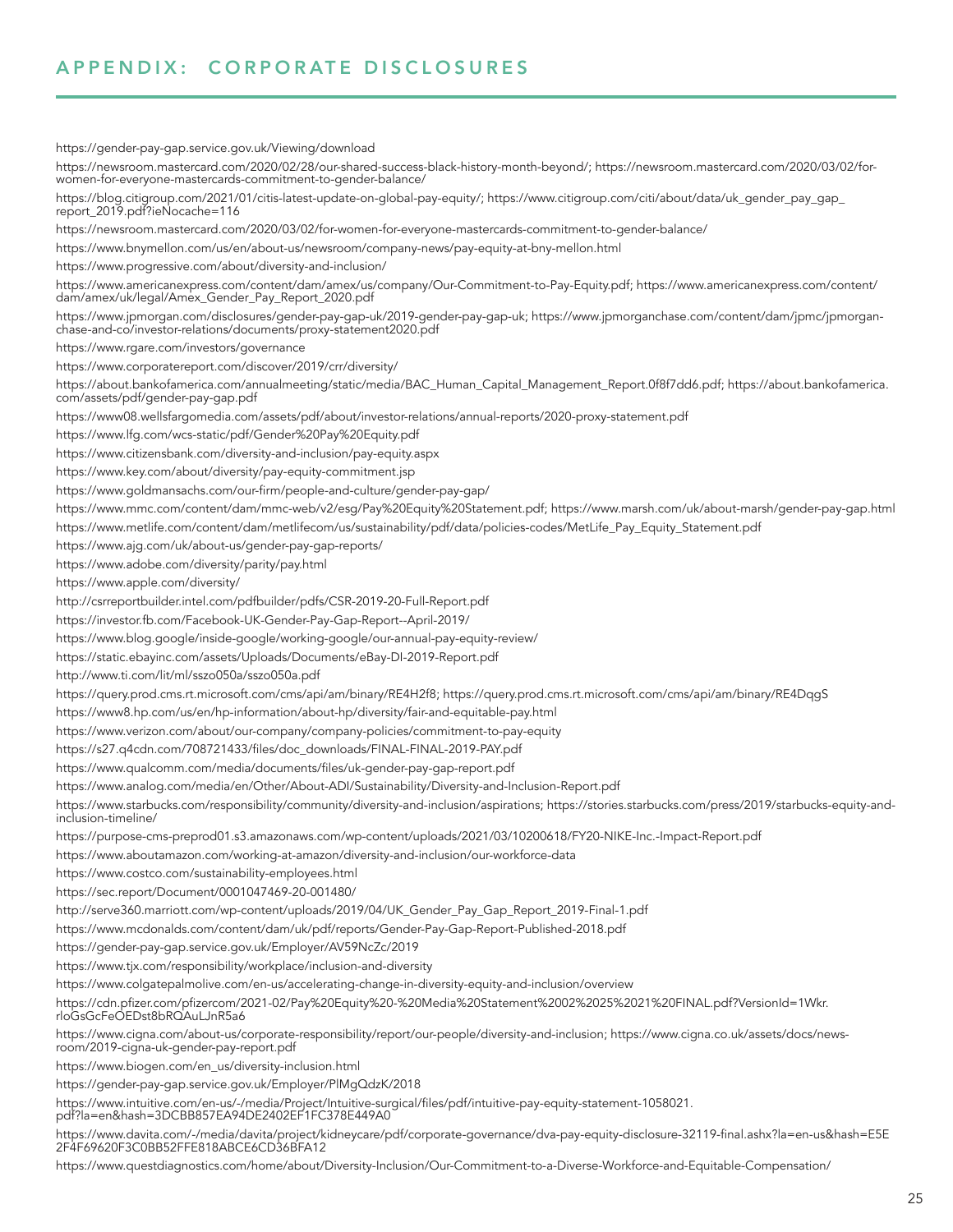## APPENDIX: CORPORATE DISCLOSURES

https://gender-pay-gap.service.gov.uk/Viewing/download

https://newsroom.mastercard.com/2020/02/28/our-shared-success-black-history-month-beyond/; https://newsroom.mastercard.com/2020/03/02/for-women-for-everyone-mastercards-commitment-to-gender-balance/

https://blog.citigroup.com/2021/01/citis-latest-update-on-global-pay-equity/; https://www.citigroup.com/citi/about/data/uk_gender_pay_gap_report_2019.pdf?ieNocache=116

https://newsroom.mastercard.com/2020/03/02/for-women-for-everyone-mastercards-commitment-to-gender-balance/

https://www.bnymellon.com/us/en/about-us/newsroom/company-news/pay-equity-at-bny-mellon.html

https://www.progressive.com/about/diversity-and-inclusion/

https://www.americanexpress.com/content/dam/amex/us/company/Our-Commitment-to-Pay-Equity.pdf; https://www.americanexpress.com/content/dam/amex/uk/legal/Amex_Gender_Pay_Report_2020.pdf

https://www.jpmorgan.com/disclosures/gender-pay-gap-uk/2019-gender-pay-gap-uk; https://www.jpmorganchase.com/content/dam/jpmc/jpmorgan-chase-and-co/investor-relations/documents/proxy-statement2020.pdf

https://www.rgare.com/investors/governance

https://www.corporatereport.com/discover/2019/crr/diversity/

https://about.bankofamerica.com/annualmeeting/static/media/BAC_Human_Capital_Management_Report.0f8f7dd6.pdf; https://about.bankofamerica.com/assets/pdf/gender-pay-gap.pdf

https://www08.wellsfargomedia.com/assets/pdf/about/investor-relations/annual-reports/2020-proxy-statement.pdf

https://www.lfg.com/wcs-static/pdf/Gender%20Pay%20Equity.pdf

https://www.citizensbank.com/diversity-and-inclusion/pay-equity.aspx

https://www.key.com/about/diversity/pay-equity-commitment.jsp

https://www.goldmansachs.com/our-firm/people-and-culture/gender-pay-gap/

https://www.mmc.com/content/dam/mmc-web/v2/esg/Pay%20Equity%20Statement.pdf; https://www.marsh.com/uk/about-marsh/gender-pay-gap.html

https://www.metlife.com/content/dam/metlifecom/us/sustainability/pdf/data/policies-codes/MetLife_Pay_Equity_Statement.pdf

https://www.ajg.com/uk/about-us/gender-pay-gap-reports/

https://www.adobe.com/diversity/parity/pay.html

https://www.apple.com/diversity/

http://csrreportbuilder.intel.com/pdfbuilder/pdfs/CSR-2019-20-Full-Report.pdf

https://investor.fb.com/Facebook-UK-Gender-Pay-Gap-Report--April-2019/

https://www.blog.google/inside-google/working-google/our-annual-pay-equity-review/

https://static.ebayinc.com/assets/Uploads/Documents/eBay-DI-2019-Report.pdf

http://www.ti.com/lit/ml/sszo050a/sszo050a.pdf

https://query.prod.cms.rt.microsoft.com/cms/api/am/binary/RE4H2f8; https://query.prod.cms.rt.microsoft.com/cms/api/am/binary/RE4DqgS

https://www8.hp.com/us/en/hp-information/about-hp/diversity/fair-and-equitable-pay.html

https://www.verizon.com/about/our-company/company-policies/commitment-to-pay-equity

https://s27.q4cdn.com/708721433/files/doc_downloads/FINAL-FINAL-2019-PAY.pdf

https://www.qualcomm.com/media/documents/files/uk-gender-pay-gap-report.pdf

https://www.analog.com/media/en/Other/About-ADI/Sustainability/Diversity-and-Inclusion-Report.pdf

https://www.starbucks.com/responsibility/community/diversity-and-inclusion/aspirations; https://stories.starbucks.com/press/2019/starbucks-equity-and-inclusion-timeline/

https://purpose-cms-preprod01.s3.amazonaws.com/wp-content/uploads/2021/03/10200618/FY20-NIKE-Inc.-Impact-Report.pdf

https://www.aboutamazon.com/working-at-amazon/diversity-and-inclusion/our-workforce-data

https://www.costco.com/sustainability-employees.html

https://sec.report/Document/0001047469-20-001480/

http://serve360.marriott.com/wp-content/uploads/2019/04/UK_Gender_Pay_Gap_Report_2019-Final-1.pdf

https://www.mcdonalds.com/content/dam/uk/pdf/reports/Gender-Pay-Gap-Report-Published-2018.pdf

https://gender-pay-gap.service.gov.uk/Employer/AV59NcZc/2019

https://www.tjx.com/responsibility/workplace/inclusion-and-diversity

https://www.colgatepalmolive.com/en-us/accelerating-change-in-diversity-equity-and-inclusion/overview

https://cdn.pfizer.com/pfizercom/2021-02/Pay%20Equity%20-%20Media%20Statement%2002%2025%2021%20FINAL.pdf?VersionId=1Wkr.rloGsGcFeOEDst8bRQAuLJnR5a6

https://www.cigna.com/about-us/corporate-responsibility/report/our-people/diversity-and-inclusion; https://www.cigna.co.uk/assets/docs/news-room/2019-cigna-uk-gender-pay-report.pdf

https://www.biogen.com/en_us/diversity-inclusion.html

https://gender-pay-gap.service.gov.uk/Employer/PlMgQdzK/2018

https://www.intuitive.com/en-us/-/media/Project/Intuitive-surgical/files/pdf/intuitive-pay-equity-statement-1058021.pdf?la=en&hash=3DCBB857EA94DE2402EF1FC378E449A0

https://www.davita.com/-/media/davita/project/kidneycare/pdf/corporate-governance/dva-pay-equity-disclosure-32119-final.ashx?la=en-us&hash=E5E2F4F69620F3C0BB52FFE818ABCE6CD36BFA12

https://www.questdiagnostics.com/home/about/Diversity-Inclusion/Our-Commitment-to-a-Diverse-Workforce-and-Equitable-Compensation/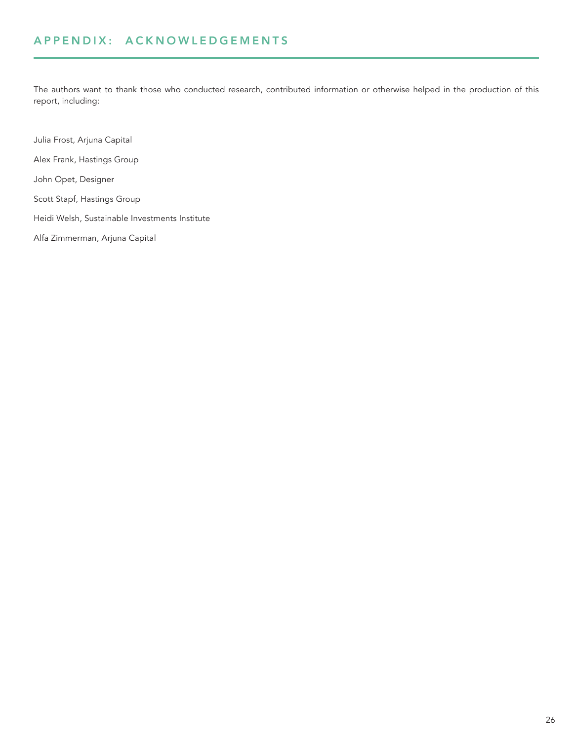## APPENDIX: ACKNOWLEDGEMENTS

The authors want to thank those who conducted research, contributed information or otherwise helped in the production of this report, including:

Julia Frost, Arjuna Capital

Alex Frank, Hastings Group

John Opet, Designer

Scott Stapf, Hastings Group

Heidi Welsh, Sustainable Investments Institute

Alfa Zimmerman, Arjuna Capital